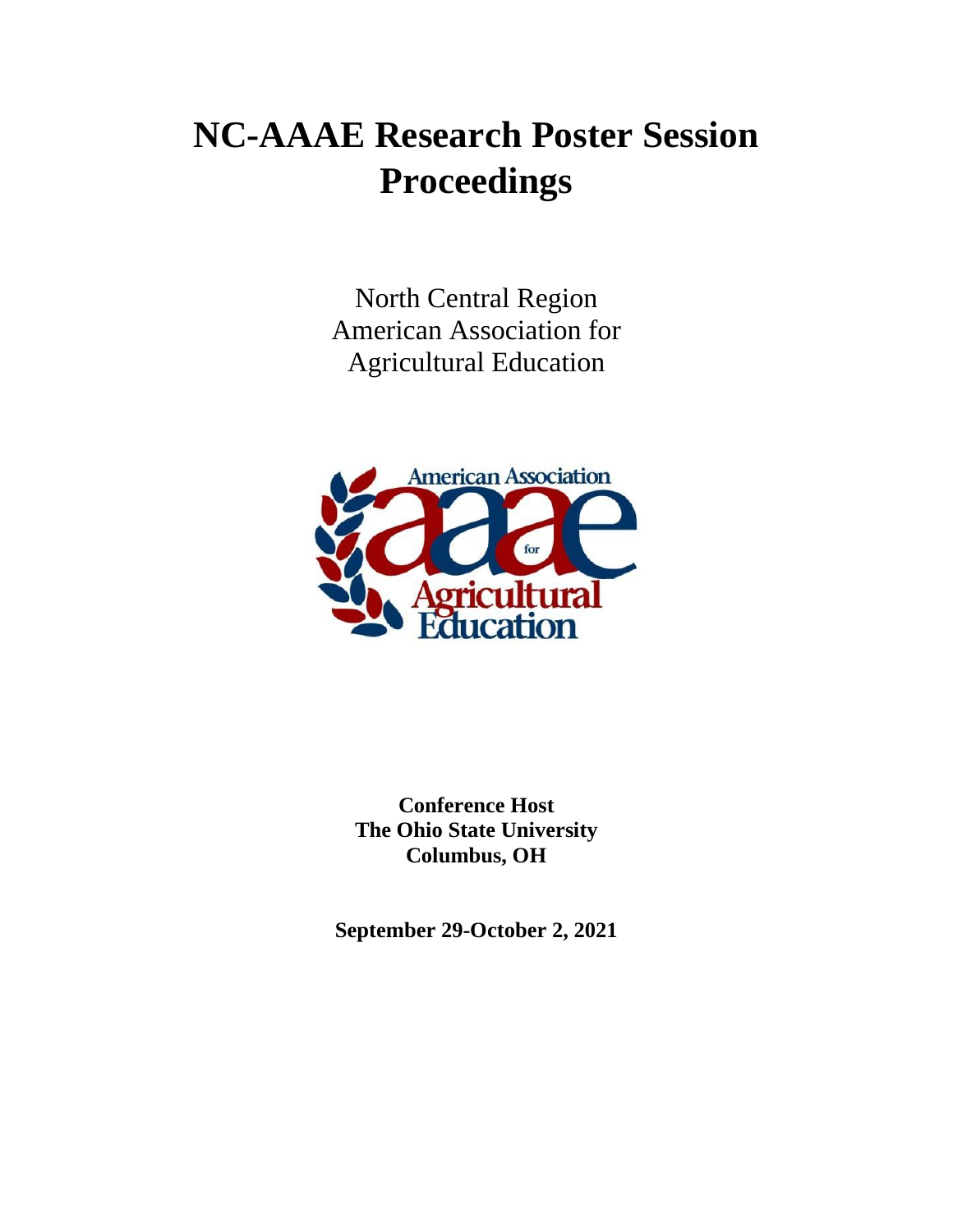# NC-AAAE Research Poster Session Proceedings

North Central Region
American Association for
Agricultural Education

**Conference Host**
**The Ohio State University**
**Columbus, OH**

**September 29-October 2, 2021**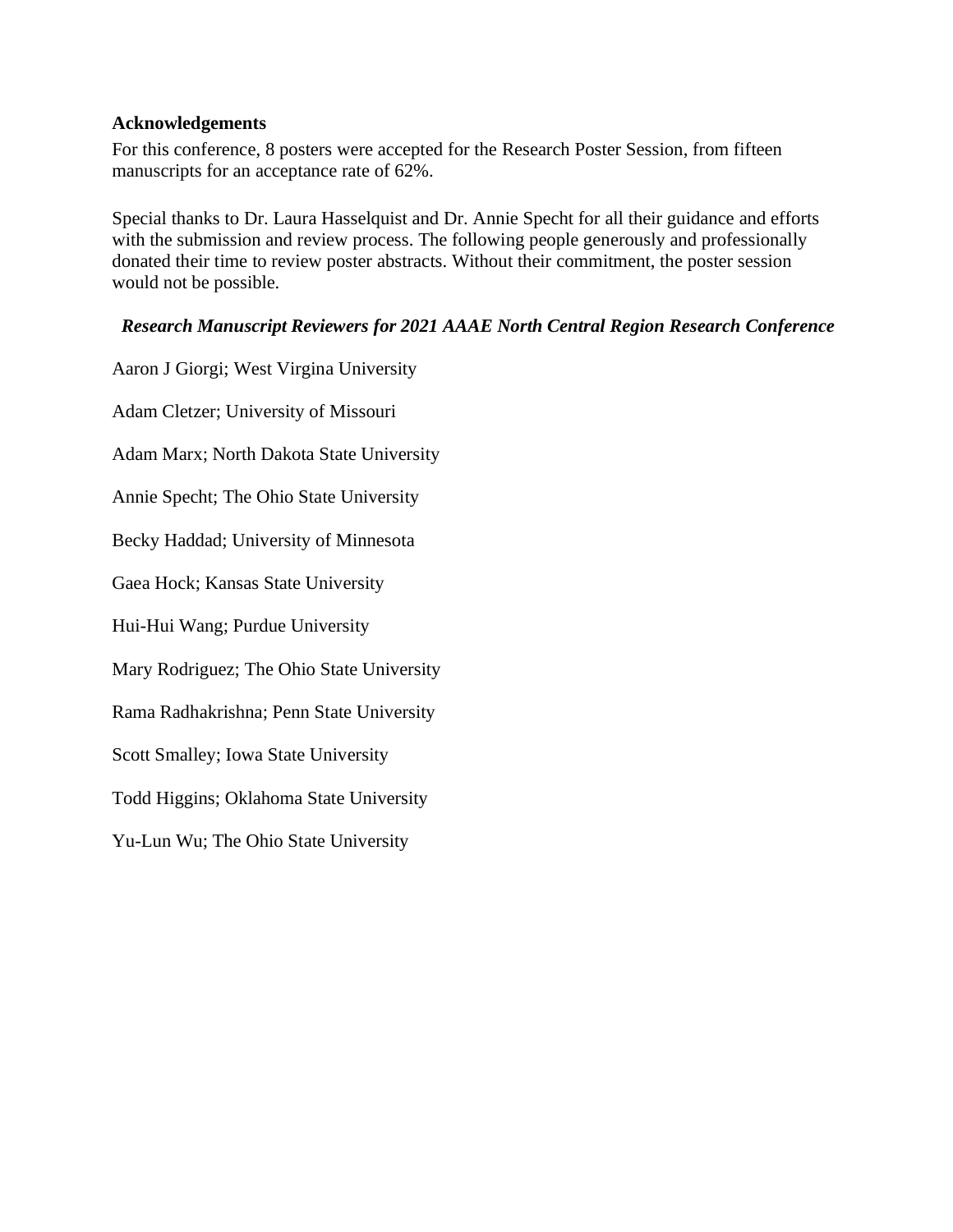## Acknowledgements

For this conference, 8 posters were accepted for the Research Poster Session, from fifteen manuscripts for an acceptance rate of 62%.

Special thanks to Dr. Laura Hasselquist and Dr. Annie Specht for all their guidance and efforts with the submission and review process. The following people generously and professionally donated their time to review poster abstracts. Without their commitment, the poster session would not be possible.

### ***Research Manuscript Reviewers for 2021 AAAE North Central Region Research Conference***

Aaron J Giorgi; West Virgina University

Adam Cletzer; University of Missouri

Adam Marx; North Dakota State University

Annie Specht; The Ohio State University

Becky Haddad; University of Minnesota

Gaea Hock; Kansas State University

Hui-Hui Wang; Purdue University

Mary Rodriguez; The Ohio State University

Rama Radhakrishna; Penn State University

Scott Smalley; Iowa State University

Todd Higgins; Oklahoma State University

Yu-Lun Wu; The Ohio State University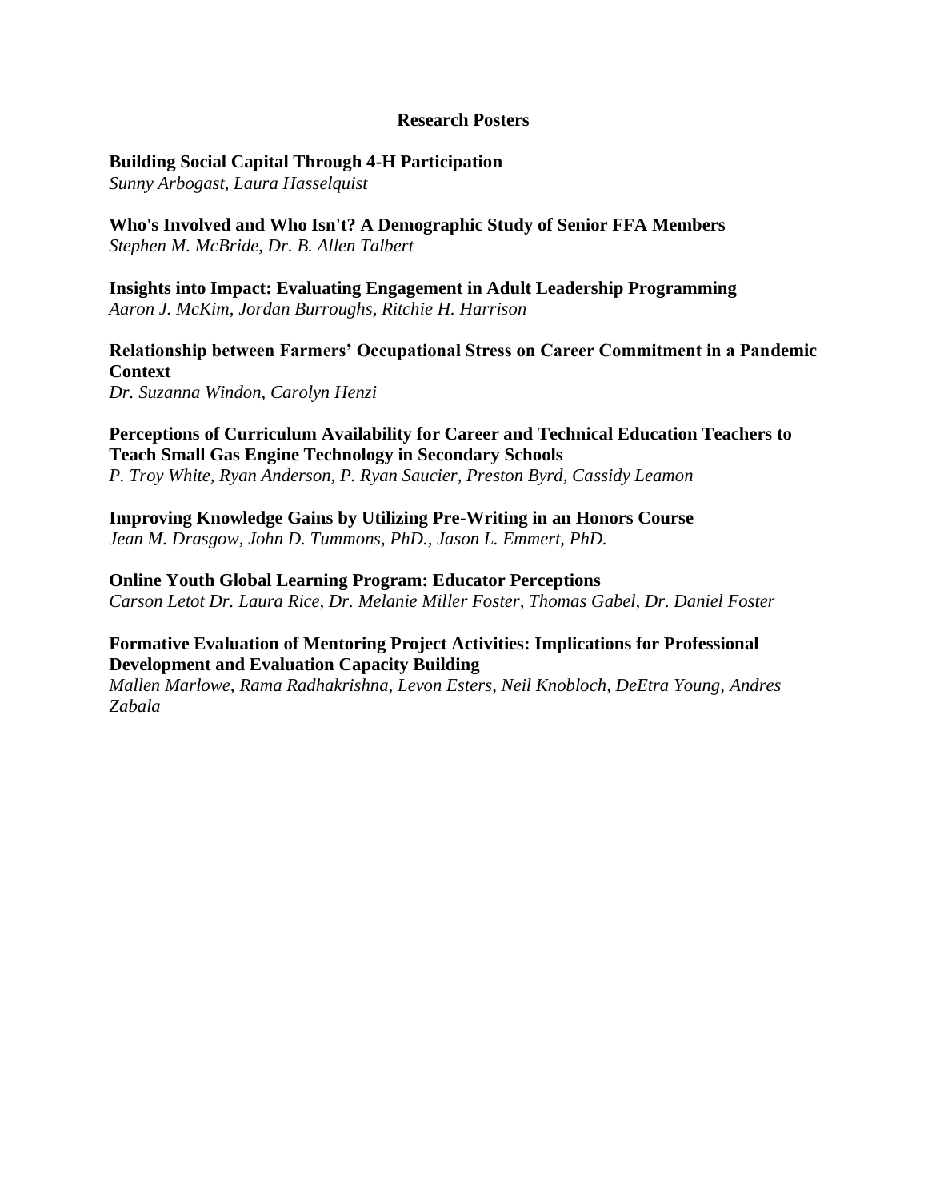## Research Posters

**Building Social Capital Through 4-H Participation**
*Sunny Arbogast, Laura Hasselquist*

**Who's Involved and Who Isn't? A Demographic Study of Senior FFA Members**
*Stephen M. McBride, Dr. B. Allen Talbert*

**Insights into Impact: Evaluating Engagement in Adult Leadership Programming**
*Aaron J. McKim, Jordan Burroughs, Ritchie H. Harrison*

**Relationship between Farmers' Occupational Stress on Career Commitment in a Pandemic Context**
*Dr. Suzanna Windon, Carolyn Henzi*

**Perceptions of Curriculum Availability for Career and Technical Education Teachers to Teach Small Gas Engine Technology in Secondary Schools**
*P. Troy White, Ryan Anderson, P. Ryan Saucier, Preston Byrd, Cassidy Leamon*

**Improving Knowledge Gains by Utilizing Pre-Writing in an Honors Course**
*Jean M. Drasgow, John D. Tummons, PhD., Jason L. Emmert, PhD.*

**Online Youth Global Learning Program: Educator Perceptions**
*Carson Letot Dr. Laura Rice, Dr. Melanie Miller Foster, Thomas Gabel, Dr. Daniel Foster*

**Formative Evaluation of Mentoring Project Activities: Implications for Professional Development and Evaluation Capacity Building**
*Mallen Marlowe, Rama Radhakrishna, Levon Esters, Neil Knobloch, DeEtra Young, Andres Zabala*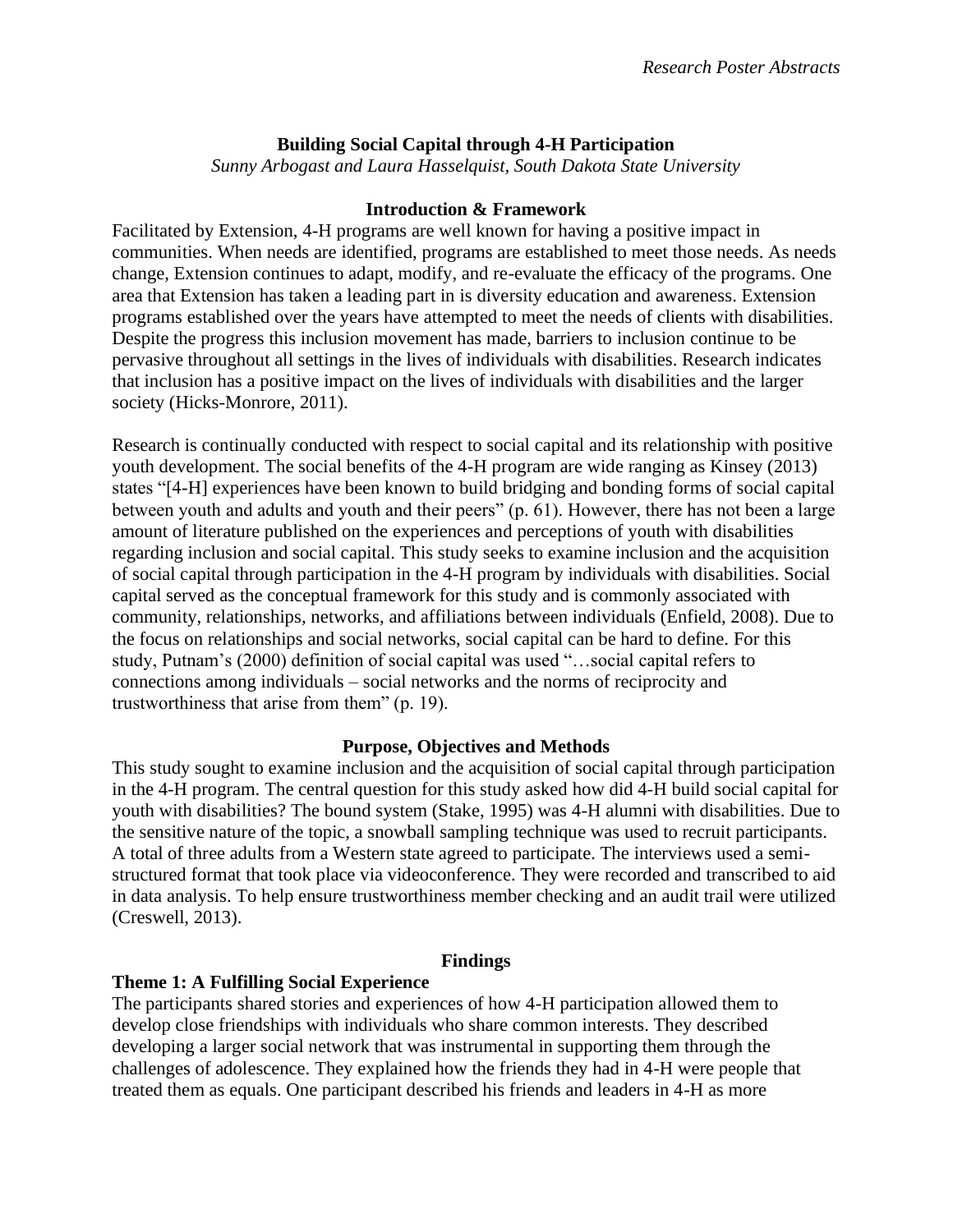## Building Social Capital through 4-H Participation

*Sunny Arbogast and Laura Hasselquist, South Dakota State University*

### Introduction & Framework

Facilitated by Extension, 4-H programs are well known for having a positive impact in communities. When needs are identified, programs are established to meet those needs. As needs change, Extension continues to adapt, modify, and re-evaluate the efficacy of the programs. One area that Extension has taken a leading part in is diversity education and awareness. Extension programs established over the years have attempted to meet the needs of clients with disabilities. Despite the progress this inclusion movement has made, barriers to inclusion continue to be pervasive throughout all settings in the lives of individuals with disabilities. Research indicates that inclusion has a positive impact on the lives of individuals with disabilities and the larger society (Hicks-Monrore, 2011).

Research is continually conducted with respect to social capital and its relationship with positive youth development. The social benefits of the 4-H program are wide ranging as Kinsey (2013) states "[4-H] experiences have been known to build bridging and bonding forms of social capital between youth and adults and youth and their peers" (p. 61). However, there has not been a large amount of literature published on the experiences and perceptions of youth with disabilities regarding inclusion and social capital. This study seeks to examine inclusion and the acquisition of social capital through participation in the 4-H program by individuals with disabilities. Social capital served as the conceptual framework for this study and is commonly associated with community, relationships, networks, and affiliations between individuals (Enfield, 2008). Due to the focus on relationships and social networks, social capital can be hard to define. For this study, Putnam's (2000) definition of social capital was used "…social capital refers to connections among individuals – social networks and the norms of reciprocity and trustworthiness that arise from them" (p. 19).

### Purpose, Objectives and Methods

This study sought to examine inclusion and the acquisition of social capital through participation in the 4-H program. The central question for this study asked how did 4-H build social capital for youth with disabilities? The bound system (Stake, 1995) was 4-H alumni with disabilities. Due to the sensitive nature of the topic, a snowball sampling technique was used to recruit participants. A total of three adults from a Western state agreed to participate. The interviews used a semi-structured format that took place via videoconference. They were recorded and transcribed to aid in data analysis. To help ensure trustworthiness member checking and an audit trail were utilized (Creswell, 2013).

### Findings

#### Theme 1: A Fulfilling Social Experience

The participants shared stories and experiences of how 4-H participation allowed them to develop close friendships with individuals who share common interests. They described developing a larger social network that was instrumental in supporting them through the challenges of adolescence. They explained how the friends they had in 4-H were people that treated them as equals. One participant described his friends and leaders in 4-H as more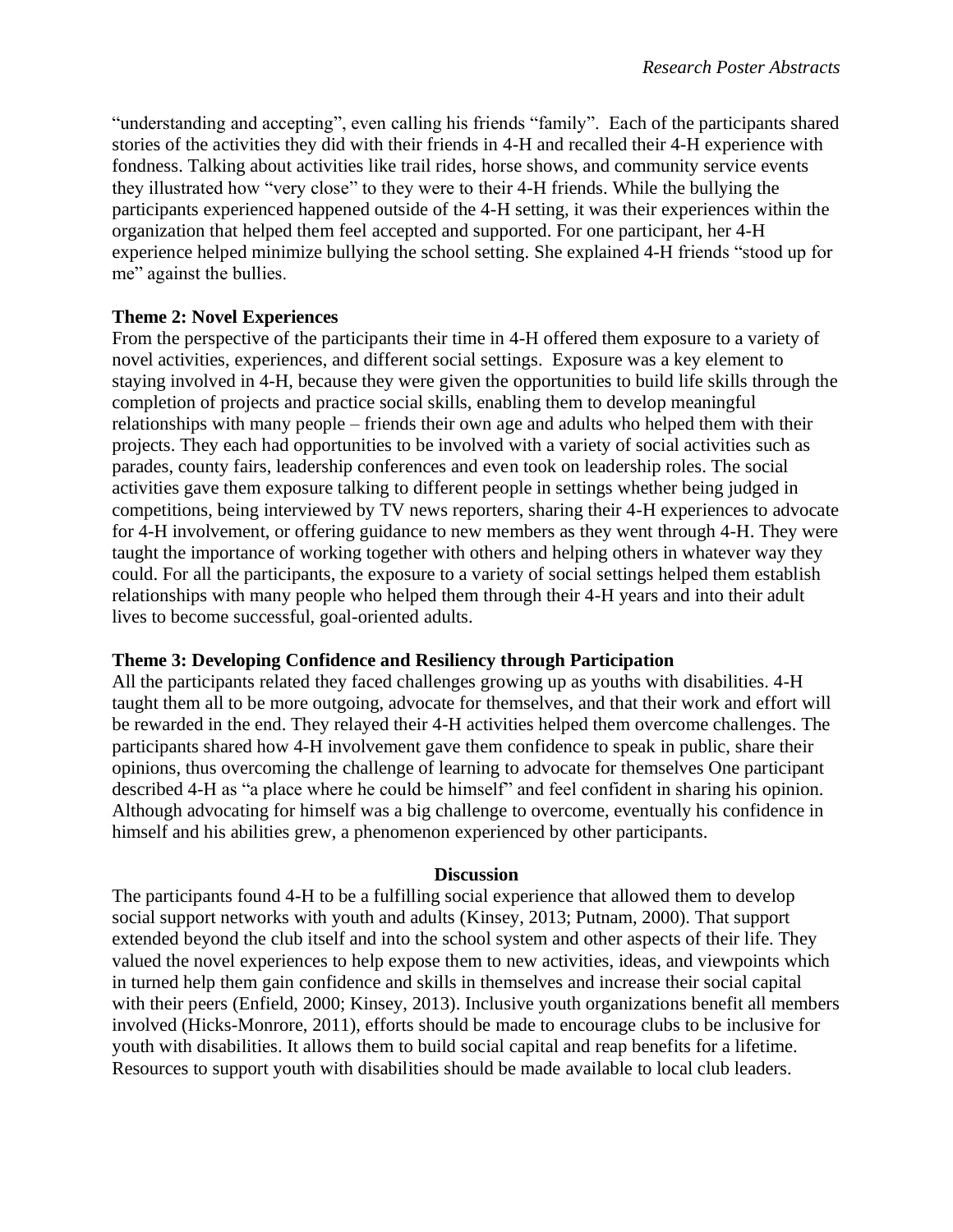"understanding and accepting", even calling his friends "family". Each of the participants shared stories of the activities they did with their friends in 4-H and recalled their 4-H experience with fondness. Talking about activities like trail rides, horse shows, and community service events they illustrated how "very close" to they were to their 4-H friends. While the bullying the participants experienced happened outside of the 4-H setting, it was their experiences within the organization that helped them feel accepted and supported. For one participant, her 4-H experience helped minimize bullying the school setting. She explained 4-H friends "stood up for me" against the bullies.

**Theme 2: Novel Experiences**

From the perspective of the participants their time in 4-H offered them exposure to a variety of novel activities, experiences, and different social settings. Exposure was a key element to staying involved in 4-H, because they were given the opportunities to build life skills through the completion of projects and practice social skills, enabling them to develop meaningful relationships with many people – friends their own age and adults who helped them with their projects. They each had opportunities to be involved with a variety of social activities such as parades, county fairs, leadership conferences and even took on leadership roles. The social activities gave them exposure talking to different people in settings whether being judged in competitions, being interviewed by TV news reporters, sharing their 4-H experiences to advocate for 4-H involvement, or offering guidance to new members as they went through 4-H. They were taught the importance of working together with others and helping others in whatever way they could. For all the participants, the exposure to a variety of social settings helped them establish relationships with many people who helped them through their 4-H years and into their adult lives to become successful, goal-oriented adults.

**Theme 3: Developing Confidence and Resiliency through Participation**

All the participants related they faced challenges growing up as youths with disabilities. 4-H taught them all to be more outgoing, advocate for themselves, and that their work and effort will be rewarded in the end. They relayed their 4-H activities helped them overcome challenges. The participants shared how 4-H involvement gave them confidence to speak in public, share their opinions, thus overcoming the challenge of learning to advocate for themselves One participant described 4-H as "a place where he could be himself" and feel confident in sharing his opinion. Although advocating for himself was a big challenge to overcome, eventually his confidence in himself and his abilities grew, a phenomenon experienced by other participants.

## Discussion

The participants found 4-H to be a fulfilling social experience that allowed them to develop social support networks with youth and adults (Kinsey, 2013; Putnam, 2000). That support extended beyond the club itself and into the school system and other aspects of their life. They valued the novel experiences to help expose them to new activities, ideas, and viewpoints which in turned help them gain confidence and skills in themselves and increase their social capital with their peers (Enfield, 2000; Kinsey, 2013). Inclusive youth organizations benefit all members involved (Hicks-Monrore, 2011), efforts should be made to encourage clubs to be inclusive for youth with disabilities. It allows them to build social capital and reap benefits for a lifetime. Resources to support youth with disabilities should be made available to local club leaders.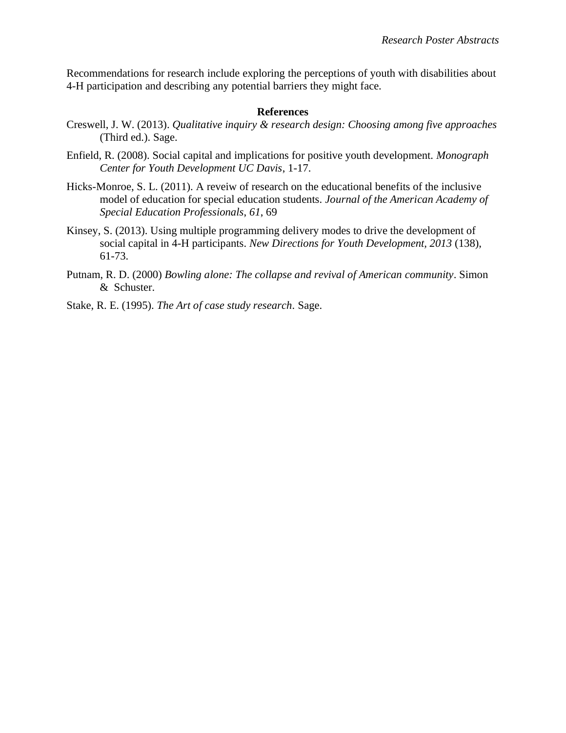Recommendations for research include exploring the perceptions of youth with disabilities about 4-H participation and describing any potential barriers they might face.

## References

Creswell, J. W. (2013). *Qualitative inquiry & research design: Choosing among five approaches* (Third ed.). Sage.

Enfield, R. (2008). Social capital and implications for positive youth development. *Monograph Center for Youth Development UC Davis*, 1-17.

Hicks-Monroe, S. L. (2011). A reveiw of research on the educational benefits of the inclusive model of education for special education students. *Journal of the American Academy of Special Education Professionals*, *61*, 69

Kinsey, S. (2013). Using multiple programming delivery modes to drive the development of social capital in 4-H participants. *New Directions for Youth Development, 2013* (138), 61-73.

Putnam, R. D. (2000) *Bowling alone: The collapse and revival of American community*. Simon & Schuster.

Stake, R. E. (1995). *The Art of case study research*. Sage.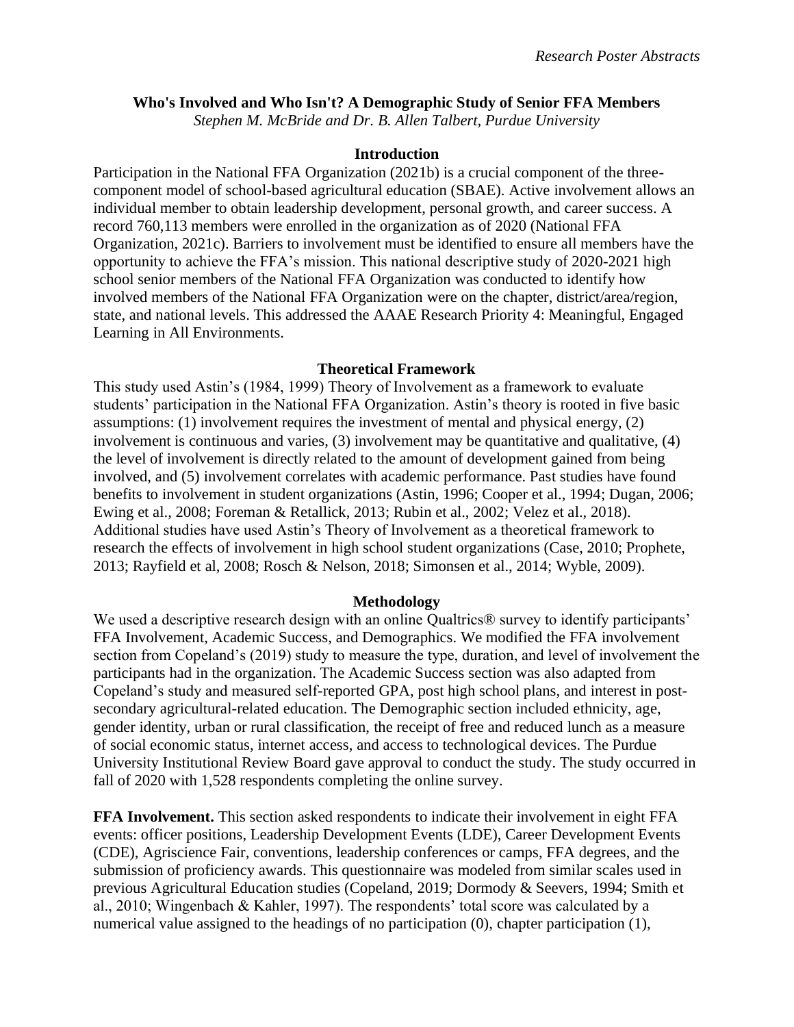## Who's Involved and Who Isn't? A Demographic Study of Senior FFA Members

*Stephen M. McBride and Dr. B. Allen Talbert, Purdue University*

### Introduction

Participation in the National FFA Organization (2021b) is a crucial component of the three-component model of school-based agricultural education (SBAE). Active involvement allows an individual member to obtain leadership development, personal growth, and career success. A record 760,113 members were enrolled in the organization as of 2020 (National FFA Organization, 2021c). Barriers to involvement must be identified to ensure all members have the opportunity to achieve the FFA's mission. This national descriptive study of 2020-2021 high school senior members of the National FFA Organization was conducted to identify how involved members of the National FFA Organization were on the chapter, district/area/region, state, and national levels. This addressed the AAAE Research Priority 4: Meaningful, Engaged Learning in All Environments.

### Theoretical Framework

This study used Astin's (1984, 1999) Theory of Involvement as a framework to evaluate students' participation in the National FFA Organization. Astin's theory is rooted in five basic assumptions: (1) involvement requires the investment of mental and physical energy, (2) involvement is continuous and varies, (3) involvement may be quantitative and qualitative, (4) the level of involvement is directly related to the amount of development gained from being involved, and (5) involvement correlates with academic performance. Past studies have found benefits to involvement in student organizations (Astin, 1996; Cooper et al., 1994; Dugan, 2006; Ewing et al., 2008; Foreman & Retallick, 2013; Rubin et al., 2002; Velez et al., 2018). Additional studies have used Astin's Theory of Involvement as a theoretical framework to research the effects of involvement in high school student organizations (Case, 2010; Prophete, 2013; Rayfield et al, 2008; Rosch & Nelson, 2018; Simonsen et al., 2014; Wyble, 2009).

### Methodology

We used a descriptive research design with an online Qualtrics® survey to identify participants' FFA Involvement, Academic Success, and Demographics. We modified the FFA involvement section from Copeland's (2019) study to measure the type, duration, and level of involvement the participants had in the organization. The Academic Success section was also adapted from Copeland's study and measured self-reported GPA, post high school plans, and interest in post-secondary agricultural-related education. The Demographic section included ethnicity, age, gender identity, urban or rural classification, the receipt of free and reduced lunch as a measure of social economic status, internet access, and access to technological devices. The Purdue University Institutional Review Board gave approval to conduct the study. The study occurred in fall of 2020 with 1,528 respondents completing the online survey.

**FFA Involvement.** This section asked respondents to indicate their involvement in eight FFA events: officer positions, Leadership Development Events (LDE), Career Development Events (CDE), Agriscience Fair, conventions, leadership conferences or camps, FFA degrees, and the submission of proficiency awards. This questionnaire was modeled from similar scales used in previous Agricultural Education studies (Copeland, 2019; Dormody & Seevers, 1994; Smith et al., 2010; Wingenbach & Kahler, 1997). The respondents' total score was calculated by a numerical value assigned to the headings of no participation (0), chapter participation (1),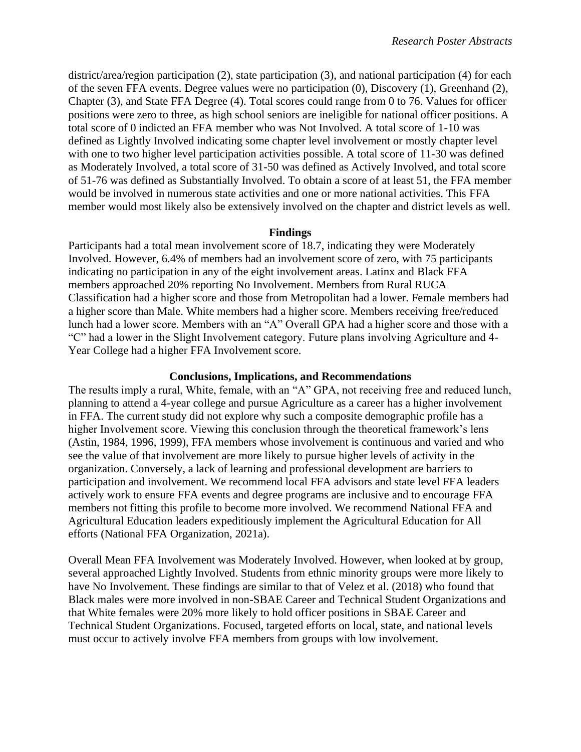district/area/region participation (2), state participation (3), and national participation (4) for each of the seven FFA events. Degree values were no participation (0), Discovery (1), Greenhand (2), Chapter (3), and State FFA Degree (4). Total scores could range from 0 to 76. Values for officer positions were zero to three, as high school seniors are ineligible for national officer positions. A total score of 0 indicted an FFA member who was Not Involved. A total score of 1-10 was defined as Lightly Involved indicating some chapter level involvement or mostly chapter level with one to two higher level participation activities possible. A total score of 11-30 was defined as Moderately Involved, a total score of 31-50 was defined as Actively Involved, and total score of 51-76 was defined as Substantially Involved. To obtain a score of at least 51, the FFA member would be involved in numerous state activities and one or more national activities. This FFA member would most likely also be extensively involved on the chapter and district levels as well.

## Findings

Participants had a total mean involvement score of 18.7, indicating they were Moderately Involved. However, 6.4% of members had an involvement score of zero, with 75 participants indicating no participation in any of the eight involvement areas. Latinx and Black FFA members approached 20% reporting No Involvement. Members from Rural RUCA Classification had a higher score and those from Metropolitan had a lower. Female members had a higher score than Male. White members had a higher score. Members receiving free/reduced lunch had a lower score. Members with an "A" Overall GPA had a higher score and those with a "C" had a lower in the Slight Involvement category. Future plans involving Agriculture and 4-Year College had a higher FFA Involvement score.

## Conclusions, Implications, and Recommendations

The results imply a rural, White, female, with an "A" GPA, not receiving free and reduced lunch, planning to attend a 4-year college and pursue Agriculture as a career has a higher involvement in FFA. The current study did not explore why such a composite demographic profile has a higher Involvement score. Viewing this conclusion through the theoretical framework's lens (Astin, 1984, 1996, 1999), FFA members whose involvement is continuous and varied and who see the value of that involvement are more likely to pursue higher levels of activity in the organization. Conversely, a lack of learning and professional development are barriers to participation and involvement. We recommend local FFA advisors and state level FFA leaders actively work to ensure FFA events and degree programs are inclusive and to encourage FFA members not fitting this profile to become more involved. We recommend National FFA and Agricultural Education leaders expeditiously implement the Agricultural Education for All efforts (National FFA Organization, 2021a).

Overall Mean FFA Involvement was Moderately Involved. However, when looked at by group, several approached Lightly Involved. Students from ethnic minority groups were more likely to have No Involvement. These findings are similar to that of Velez et al. (2018) who found that Black males were more involved in non-SBAE Career and Technical Student Organizations and that White females were 20% more likely to hold officer positions in SBAE Career and Technical Student Organizations. Focused, targeted efforts on local, state, and national levels must occur to actively involve FFA members from groups with low involvement.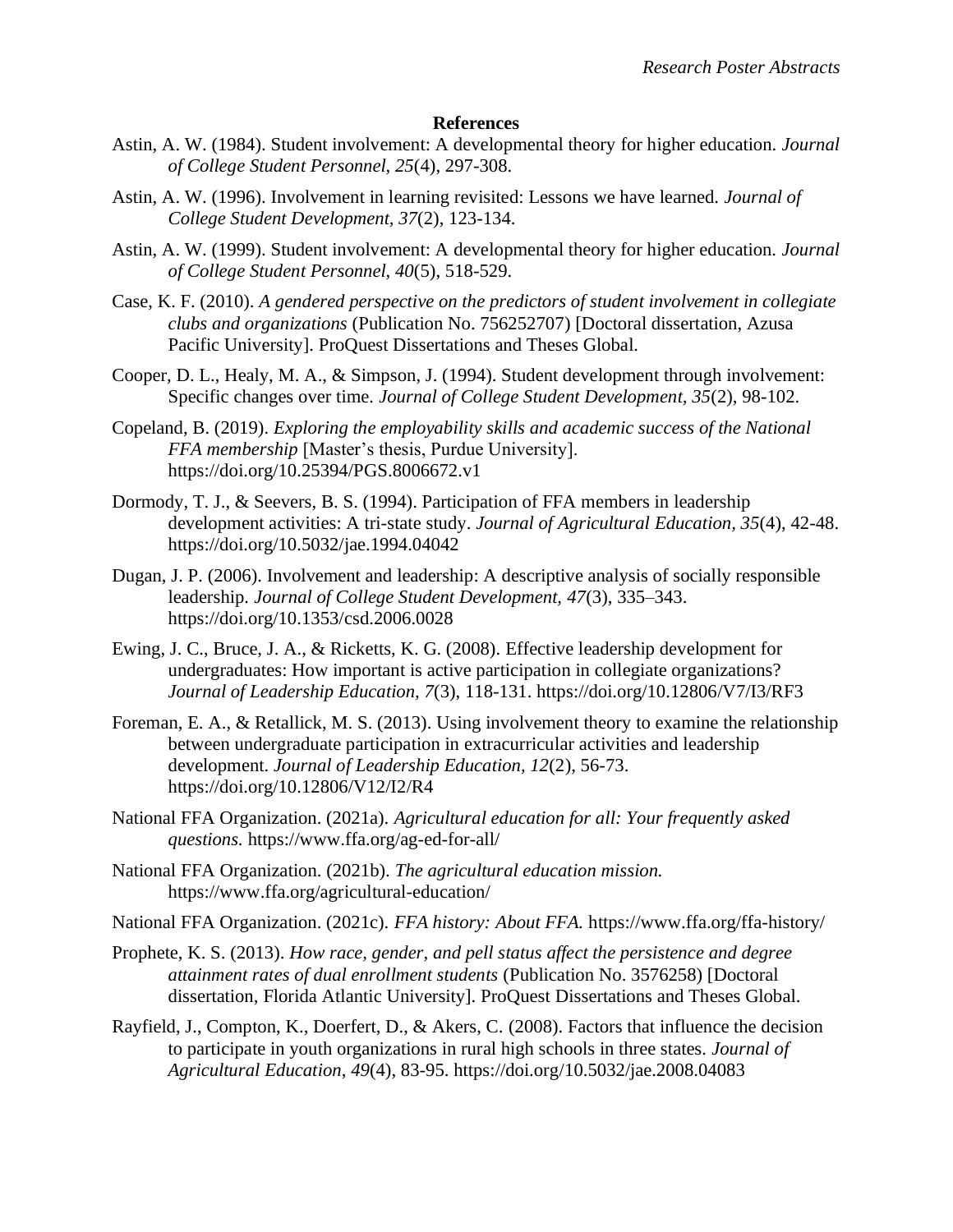## References

Astin, A. W. (1984). Student involvement: A developmental theory for higher education. *Journal of College Student Personnel, 25*(4), 297-308.

Astin, A. W. (1996). Involvement in learning revisited: Lessons we have learned. *Journal of College Student Development, 37*(2), 123-134.

Astin, A. W. (1999). Student involvement: A developmental theory for higher education. *Journal of College Student Personnel, 40*(5), 518-529.

Case, K. F. (2010). *A gendered perspective on the predictors of student involvement in collegiate clubs and organizations* (Publication No. 756252707) [Doctoral dissertation, Azusa Pacific University]. ProQuest Dissertations and Theses Global.

Cooper, D. L., Healy, M. A., & Simpson, J. (1994). Student development through involvement: Specific changes over time. *Journal of College Student Development, 35*(2), 98-102.

Copeland, B. (2019). *Exploring the employability skills and academic success of the National FFA membership* [Master's thesis, Purdue University]. https://doi.org/10.25394/PGS.8006672.v1

Dormody, T. J., & Seevers, B. S. (1994). Participation of FFA members in leadership development activities: A tri-state study. *Journal of Agricultural Education, 35*(4), 42-48. https://doi.org/10.5032/jae.1994.04042

Dugan, J. P. (2006). Involvement and leadership: A descriptive analysis of socially responsible leadership. *Journal of College Student Development, 47*(3), 335–343. https://doi.org/10.1353/csd.2006.0028

Ewing, J. C., Bruce, J. A., & Ricketts, K. G. (2008). Effective leadership development for undergraduates: How important is active participation in collegiate organizations? *Journal of Leadership Education, 7*(3), 118-131. https://doi.org/10.12806/V7/I3/RF3

Foreman, E. A., & Retallick, M. S. (2013). Using involvement theory to examine the relationship between undergraduate participation in extracurricular activities and leadership development. *Journal of Leadership Education, 12*(2), 56-73. https://doi.org/10.12806/V12/I2/R4

National FFA Organization. (2021a). *Agricultural education for all: Your frequently asked questions.* https://www.ffa.org/ag-ed-for-all/

National FFA Organization. (2021b). *The agricultural education mission.* https://www.ffa.org/agricultural-education/

National FFA Organization. (2021c). *FFA history: About FFA.* https://www.ffa.org/ffa-history/

Prophete, K. S. (2013). *How race, gender, and pell status affect the persistence and degree attainment rates of dual enrollment students* (Publication No. 3576258) [Doctoral dissertation, Florida Atlantic University]. ProQuest Dissertations and Theses Global.

Rayfield, J., Compton, K., Doerfert, D., & Akers, C. (2008). Factors that influence the decision to participate in youth organizations in rural high schools in three states. *Journal of Agricultural Education*, *49*(4), 83-95. https://doi.org/10.5032/jae.2008.04083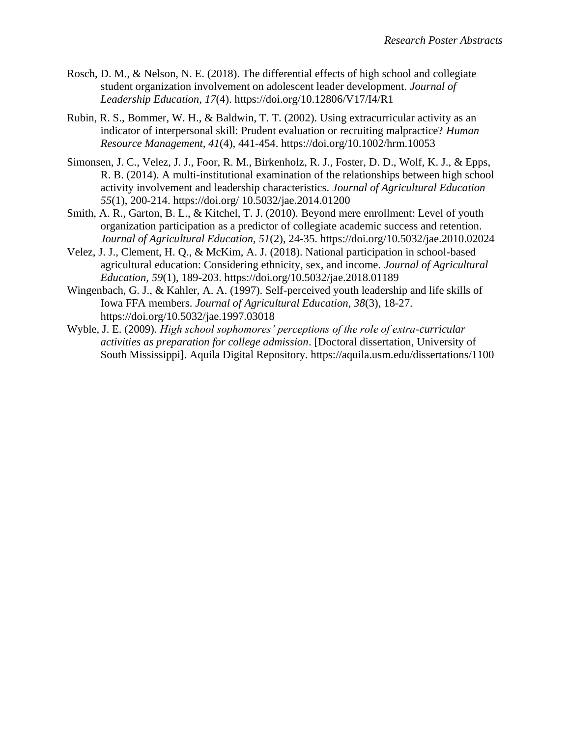Rosch, D. M., & Nelson, N. E. (2018). The differential effects of high school and collegiate student organization involvement on adolescent leader development. *Journal of Leadership Education*, *17*(4). https://doi.org/10.12806/V17/I4/R1

Rubin, R. S., Bommer, W. H., & Baldwin, T. T. (2002). Using extracurricular activity as an indicator of interpersonal skill: Prudent evaluation or recruiting malpractice? *Human Resource Management, 41*(4), 441-454. https://doi.org/10.1002/hrm.10053

Simonsen, J. C., Velez, J. J., Foor, R. M., Birkenholz, R. J., Foster, D. D., Wolf, K. J., & Epps, R. B. (2014). A multi-institutional examination of the relationships between high school activity involvement and leadership characteristics. *Journal of Agricultural Education 55*(1), 200-214. https://doi.org/ 10.5032/jae.2014.01200

Smith, A. R., Garton, B. L., & Kitchel, T. J. (2010). Beyond mere enrollment: Level of youth organization participation as a predictor of collegiate academic success and retention. *Journal of Agricultural Education, 51*(2), 24-35. https://doi.org/10.5032/jae.2010.02024

Velez, J. J., Clement, H. Q., & McKim, A. J. (2018). National participation in school-based agricultural education: Considering ethnicity, sex, and income. *Journal of Agricultural Education*, *59*(1), 189-203. https://doi.org/10.5032/jae.2018.01189

Wingenbach, G. J., & Kahler, A. A. (1997). Self-perceived youth leadership and life skills of Iowa FFA members. *Journal of Agricultural Education, 38*(3), 18-27. https://doi.org/10.5032/jae.1997.03018

Wyble, J. E. (2009). *High school sophomores' perceptions of the role of extra-curricular activities as preparation for college admission*. [Doctoral dissertation, University of South Mississippi]. Aquila Digital Repository. https://aquila.usm.edu/dissertations/1100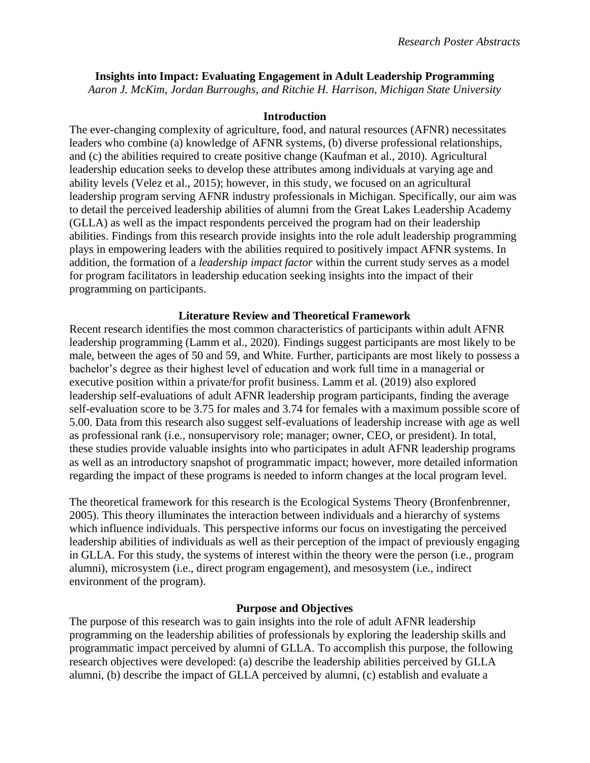**Insights into Impact: Evaluating Engagement in Adult Leadership Programming**

*Aaron J. McKim, Jordan Burroughs, and Ritchie H. Harrison, Michigan State University*

**Introduction**

The ever-changing complexity of agriculture, food, and natural resources (AFNR) necessitates leaders who combine (a) knowledge of AFNR systems, (b) diverse professional relationships, and (c) the abilities required to create positive change (Kaufman et al., 2010). Agricultural leadership education seeks to develop these attributes among individuals at varying age and ability levels (Velez et al., 2015); however, in this study, we focused on an agricultural leadership program serving AFNR industry professionals in Michigan. Specifically, our aim was to detail the perceived leadership abilities of alumni from the Great Lakes Leadership Academy (GLLA) as well as the impact respondents perceived the program had on their leadership abilities. Findings from this research provide insights into the role adult leadership programming plays in empowering leaders with the abilities required to positively impact AFNR systems. In addition, the formation of a *leadership impact factor* within the current study serves as a model for program facilitators in leadership education seeking insights into the impact of their programming on participants.

**Literature Review and Theoretical Framework**

Recent research identifies the most common characteristics of participants within adult AFNR leadership programming (Lamm et al., 2020). Findings suggest participants are most likely to be male, between the ages of 50 and 59, and White. Further, participants are most likely to possess a bachelor's degree as their highest level of education and work full time in a managerial or executive position within a private/for profit business. Lamm et al. (2019) also explored leadership self-evaluations of adult AFNR leadership program participants, finding the average self-evaluation score to be 3.75 for males and 3.74 for females with a maximum possible score of 5.00. Data from this research also suggest self-evaluations of leadership increase with age as well as professional rank (i.e., nonsupervisory role; manager; owner, CEO, or president). In total, these studies provide valuable insights into who participates in adult AFNR leadership programs as well as an introductory snapshot of programmatic impact; however, more detailed information regarding the impact of these programs is needed to inform changes at the local program level.

The theoretical framework for this research is the Ecological Systems Theory (Bronfenbrenner, 2005). This theory illuminates the interaction between individuals and a hierarchy of systems which influence individuals. This perspective informs our focus on investigating the perceived leadership abilities of individuals as well as their perception of the impact of previously engaging in GLLA. For this study, the systems of interest within the theory were the person (i.e., program alumni), microsystem (i.e., direct program engagement), and mesosystem (i.e., indirect environment of the program).

**Purpose and Objectives**

The purpose of this research was to gain insights into the role of adult AFNR leadership programming on the leadership abilities of professionals by exploring the leadership skills and programmatic impact perceived by alumni of GLLA. To accomplish this purpose, the following research objectives were developed: (a) describe the leadership abilities perceived by GLLA alumni, (b) describe the impact of GLLA perceived by alumni, (c) establish and evaluate a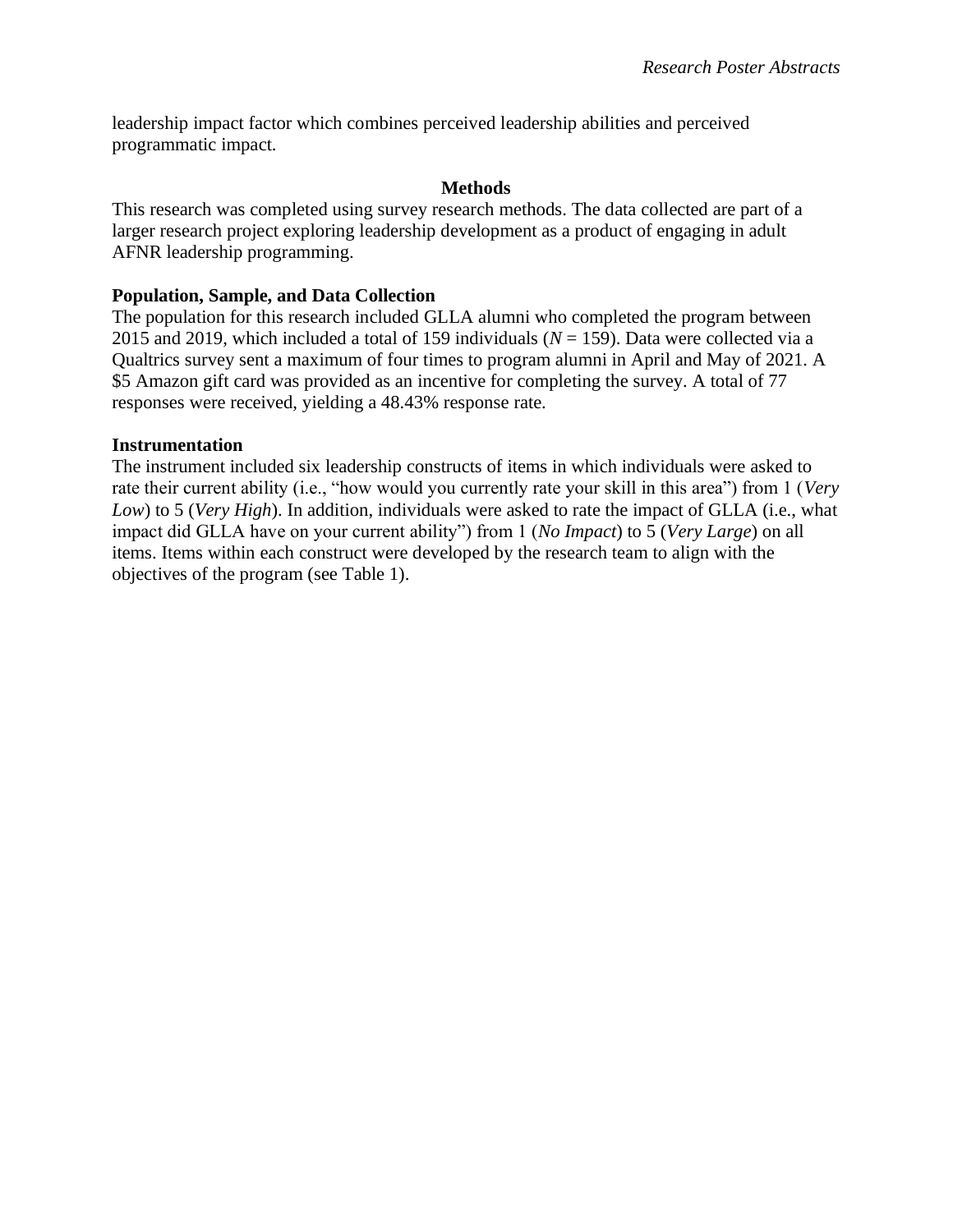leadership impact factor which combines perceived leadership abilities and perceived programmatic impact.

## Methods

This research was completed using survey research methods. The data collected are part of a larger research project exploring leadership development as a product of engaging in adult AFNR leadership programming.

### Population, Sample, and Data Collection

The population for this research included GLLA alumni who completed the program between 2015 and 2019, which included a total of 159 individuals ($N$ = 159). Data were collected via a Qualtrics survey sent a maximum of four times to program alumni in April and May of 2021. A $5 Amazon gift card was provided as an incentive for completing the survey. A total of 77 responses were received, yielding a 48.43% response rate.

### Instrumentation

The instrument included six leadership constructs of items in which individuals were asked to rate their current ability (i.e., "how would you currently rate your skill in this area") from 1 (*Very Low*) to 5 (*Very High*). In addition, individuals were asked to rate the impact of GLLA (i.e., what impact did GLLA have on your current ability") from 1 (*No Impact*) to 5 (*Very Large*) on all items. Items within each construct were developed by the research team to align with the objectives of the program (see Table 1).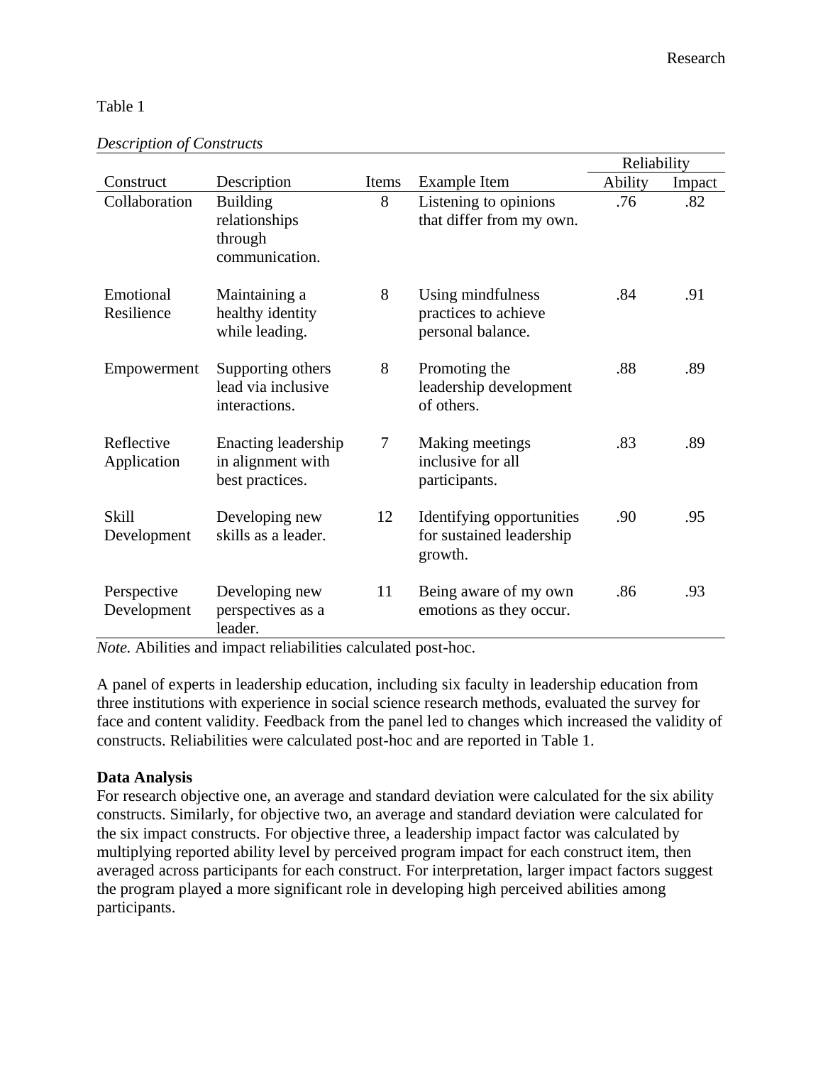Table 1

*Description of Constructs*

| Construct | Description | Items | Example Item | Reliability | |
|---|---|---|---|---|---|
| | | | | Ability | Impact |
| Collaboration | Building relationships through communication. | 8 | Listening to opinions that differ from my own. | .76 | .82 |
| Emotional Resilience | Maintaining a healthy identity while leading. | 8 | Using mindfulness practices to achieve personal balance. | .84 | .91 |
| Empowerment | Supporting others lead via inclusive interactions. | 8 | Promoting the leadership development of others. | .88 | .89 |
| Reflective Application | Enacting leadership in alignment with best practices. | 7 | Making meetings inclusive for all participants. | .83 | .89 |
| Skill Development | Developing new skills as a leader. | 12 | Identifying opportunities for sustained leadership growth. | .90 | .95 |
| Perspective Development | Developing new perspectives as a leader. | 11 | Being aware of my own emotions as they occur. | .86 | .93 |

*Note.* Abilities and impact reliabilities calculated post-hoc.

A panel of experts in leadership education, including six faculty in leadership education from three institutions with experience in social science research methods, evaluated the survey for face and content validity. Feedback from the panel led to changes which increased the validity of constructs. Reliabilities were calculated post-hoc and are reported in Table 1.

**Data Analysis**

For research objective one, an average and standard deviation were calculated for the six ability constructs. Similarly, for objective two, an average and standard deviation were calculated for the six impact constructs. For objective three, a leadership impact factor was calculated by multiplying reported ability level by perceived program impact for each construct item, then averaged across participants for each construct. For interpretation, larger impact factors suggest the program played a more significant role in developing high perceived abilities among participants.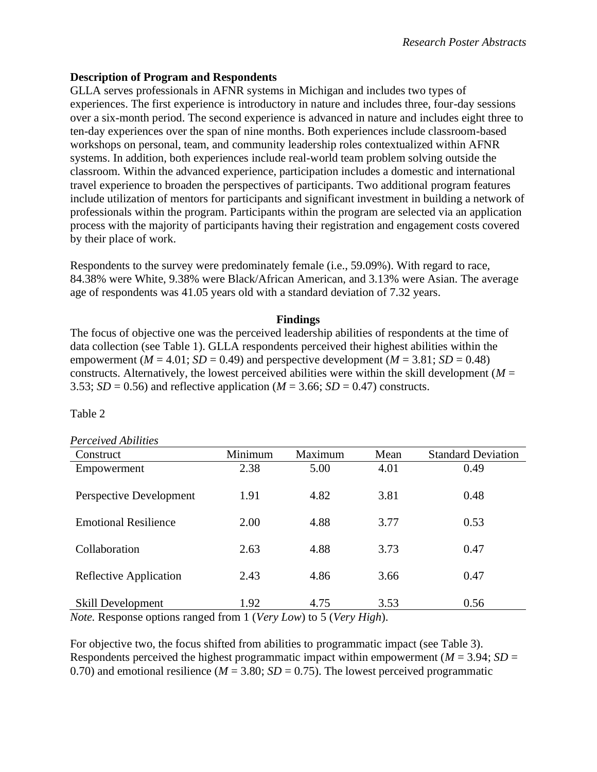**Description of Program and Respondents**

GLLA serves professionals in AFNR systems in Michigan and includes two types of experiences. The first experience is introductory in nature and includes three, four-day sessions over a six-month period. The second experience is advanced in nature and includes eight three to ten-day experiences over the span of nine months. Both experiences include classroom-based workshops on personal, team, and community leadership roles contextualized within AFNR systems. In addition, both experiences include real-world team problem solving outside the classroom. Within the advanced experience, participation includes a domestic and international travel experience to broaden the perspectives of participants. Two additional program features include utilization of mentors for participants and significant investment in building a network of professionals within the program. Participants within the program are selected via an application process with the majority of participants having their registration and engagement costs covered by their place of work.

Respondents to the survey were predominately female (i.e., 59.09%). With regard to race, 84.38% were White, 9.38% were Black/African American, and 3.13% were Asian. The average age of respondents was 41.05 years old with a standard deviation of 7.32 years.

**Findings**

The focus of objective one was the perceived leadership abilities of respondents at the time of data collection (see Table 1). GLLA respondents perceived their highest abilities within the empowerment ($M$ = 4.01; $SD$ = 0.49) and perspective development ($M$ = 3.81; $SD$ = 0.48) constructs. Alternatively, the lowest perceived abilities were within the skill development ($M$ = 3.53; $SD$ = 0.56) and reflective application ($M$ = 3.66; $SD$ = 0.47) constructs.

Table 2

*Perceived Abilities*

| Construct | Minimum | Maximum | Mean | Standard Deviation |
|---|---|---|---|---|
| Empowerment | 2.38 | 5.00 | 4.01 | 0.49 |
| Perspective Development | 1.91 | 4.82 | 3.81 | 0.48 |
| Emotional Resilience | 2.00 | 4.88 | 3.77 | 0.53 |
| Collaboration | 2.63 | 4.88 | 3.73 | 0.47 |
| Reflective Application | 2.43 | 4.86 | 3.66 | 0.47 |
| Skill Development | 1.92 | 4.75 | 3.53 | 0.56 |

*Note.* Response options ranged from 1 (*Very Low*) to 5 (*Very High*).

For objective two, the focus shifted from abilities to programmatic impact (see Table 3). Respondents perceived the highest programmatic impact within empowerment ($M$ = 3.94; $SD$ = 0.70) and emotional resilience ($M$ = 3.80; $SD$ = 0.75). The lowest perceived programmatic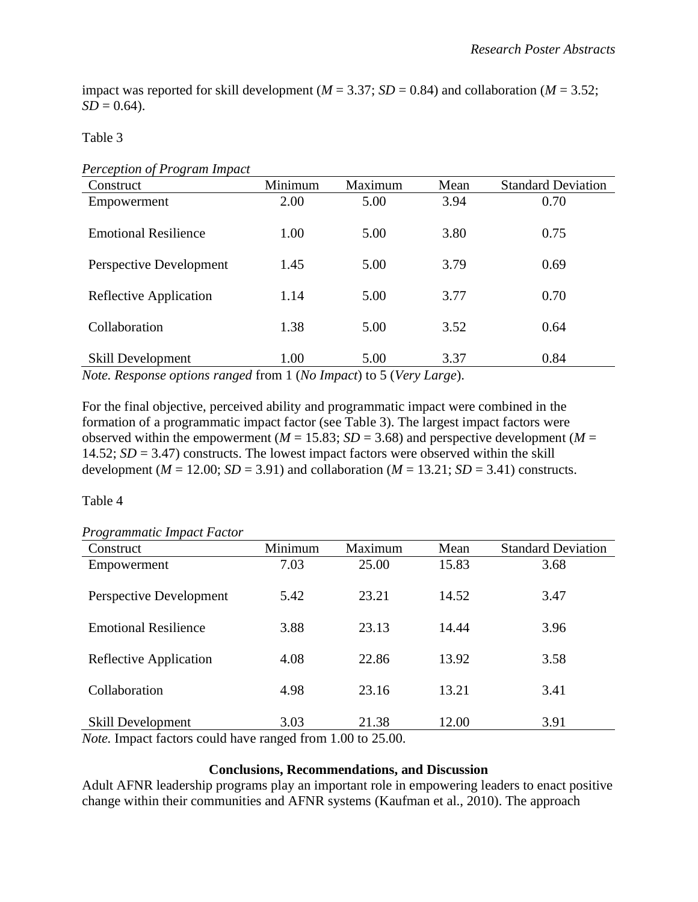impact was reported for skill development (*M* = 3.37; *SD* = 0.84) and collaboration (*M* = 3.52; *SD* = 0.64).

Table 3

*Perception of Program Impact*

| Construct | Minimum | Maximum | Mean | Standard Deviation |
|---|---|---|---|---|
| Empowerment | 2.00 | 5.00 | 3.94 | 0.70 |
| Emotional Resilience | 1.00 | 5.00 | 3.80 | 0.75 |
| Perspective Development | 1.45 | 5.00 | 3.79 | 0.69 |
| Reflective Application | 1.14 | 5.00 | 3.77 | 0.70 |
| Collaboration | 1.38 | 5.00 | 3.52 | 0.64 |
| Skill Development | 1.00 | 5.00 | 3.37 | 0.84 |

*Note. Response options ranged* from 1 (*No Impact*) to 5 (*Very Large*).

For the final objective, perceived ability and programmatic impact were combined in the formation of a programmatic impact factor (see Table 3). The largest impact factors were observed within the empowerment (*M* = 15.83; *SD* = 3.68) and perspective development (*M* = 14.52; *SD* = 3.47) constructs. The lowest impact factors were observed within the skill development (*M* = 12.00; *SD* = 3.91) and collaboration (*M* = 13.21; *SD* = 3.41) constructs.

Table 4

*Programmatic Impact Factor*

| Construct | Minimum | Maximum | Mean | Standard Deviation |
|---|---|---|---|---|
| Empowerment | 7.03 | 25.00 | 15.83 | 3.68 |
| Perspective Development | 5.42 | 23.21 | 14.52 | 3.47 |
| Emotional Resilience | 3.88 | 23.13 | 14.44 | 3.96 |
| Reflective Application | 4.08 | 22.86 | 13.92 | 3.58 |
| Collaboration | 4.98 | 23.16 | 13.21 | 3.41 |
| Skill Development | 3.03 | 21.38 | 12.00 | 3.91 |

*Note.* Impact factors could have ranged from 1.00 to 25.00.

## Conclusions, Recommendations, and Discussion

Adult AFNR leadership programs play an important role in empowering leaders to enact positive change within their communities and AFNR systems (Kaufman et al., 2010). The approach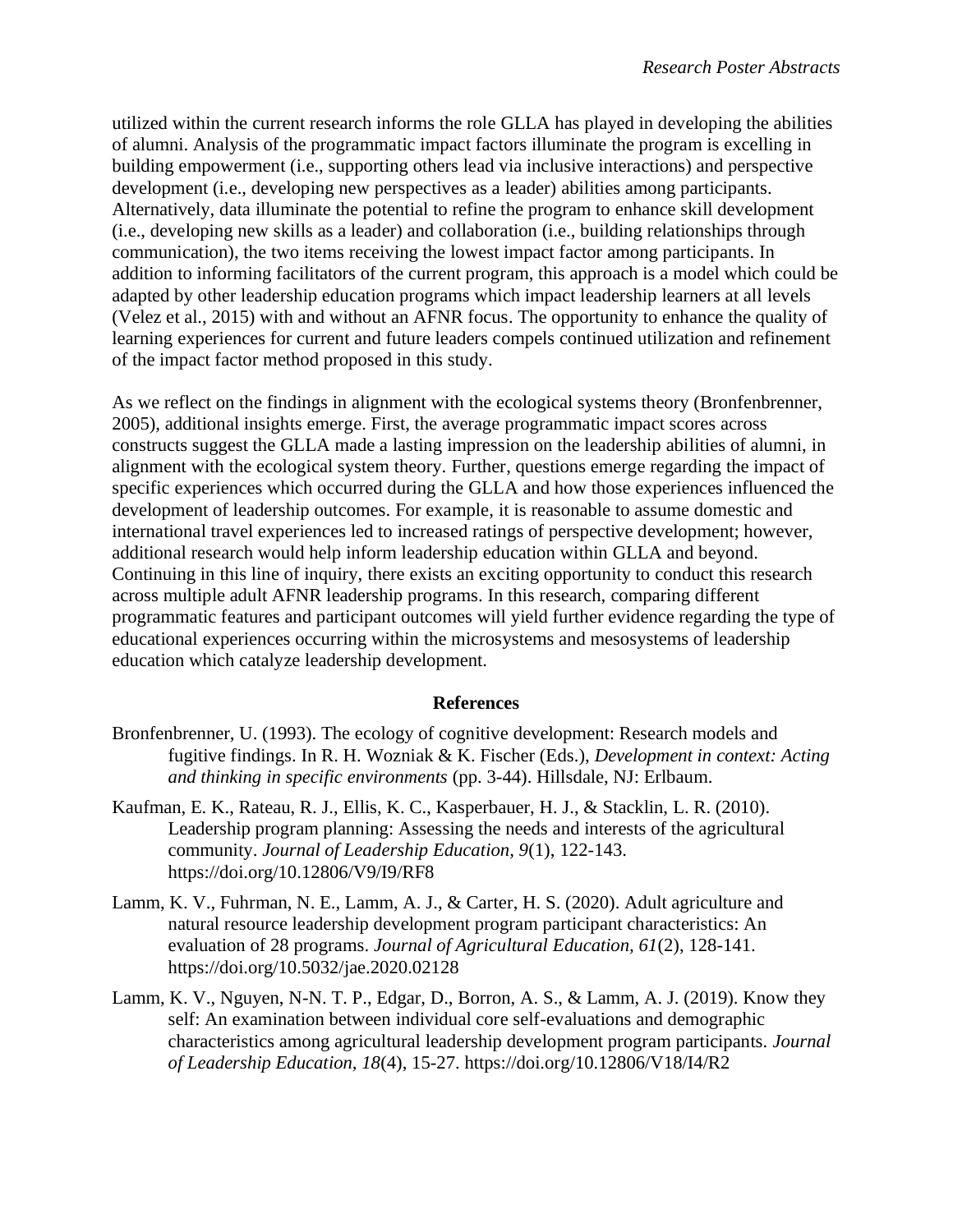utilized within the current research informs the role GLLA has played in developing the abilities of alumni. Analysis of the programmatic impact factors illuminate the program is excelling in building empowerment (i.e., supporting others lead via inclusive interactions) and perspective development (i.e., developing new perspectives as a leader) abilities among participants. Alternatively, data illuminate the potential to refine the program to enhance skill development (i.e., developing new skills as a leader) and collaboration (i.e., building relationships through communication), the two items receiving the lowest impact factor among participants. In addition to informing facilitators of the current program, this approach is a model which could be adapted by other leadership education programs which impact leadership learners at all levels (Velez et al., 2015) with and without an AFNR focus. The opportunity to enhance the quality of learning experiences for current and future leaders compels continued utilization and refinement of the impact factor method proposed in this study.

As we reflect on the findings in alignment with the ecological systems theory (Bronfenbrenner, 2005), additional insights emerge. First, the average programmatic impact scores across constructs suggest the GLLA made a lasting impression on the leadership abilities of alumni, in alignment with the ecological system theory. Further, questions emerge regarding the impact of specific experiences which occurred during the GLLA and how those experiences influenced the development of leadership outcomes. For example, it is reasonable to assume domestic and international travel experiences led to increased ratings of perspective development; however, additional research would help inform leadership education within GLLA and beyond. Continuing in this line of inquiry, there exists an exciting opportunity to conduct this research across multiple adult AFNR leadership programs. In this research, comparing different programmatic features and participant outcomes will yield further evidence regarding the type of educational experiences occurring within the microsystems and mesosystems of leadership education which catalyze leadership development.

## References

Bronfenbrenner, U. (1993). The ecology of cognitive development: Research models and fugitive findings. In R. H. Wozniak & K. Fischer (Eds.), *Development in context: Acting and thinking in specific environments* (pp. 3-44). Hillsdale, NJ: Erlbaum.

Kaufman, E. K., Rateau, R. J., Ellis, K. C., Kasperbauer, H. J., & Stacklin, L. R. (2010). Leadership program planning: Assessing the needs and interests of the agricultural community. *Journal of Leadership Education, 9*(1), 122-143. https://doi.org/10.12806/V9/I9/RF8

Lamm, K. V., Fuhrman, N. E., Lamm, A. J., & Carter, H. S. (2020). Adult agriculture and natural resource leadership development program participant characteristics: An evaluation of 28 programs. *Journal of Agricultural Education, 61*(2), 128-141. https://doi.org/10.5032/jae.2020.02128

Lamm, K. V., Nguyen, N-N. T. P., Edgar, D., Borron, A. S., & Lamm, A. J. (2019). Know they self: An examination between individual core self-evaluations and demographic characteristics among agricultural leadership development program participants. *Journal of Leadership Education, 18*(4), 15-27. https://doi.org/10.12806/V18/I4/R2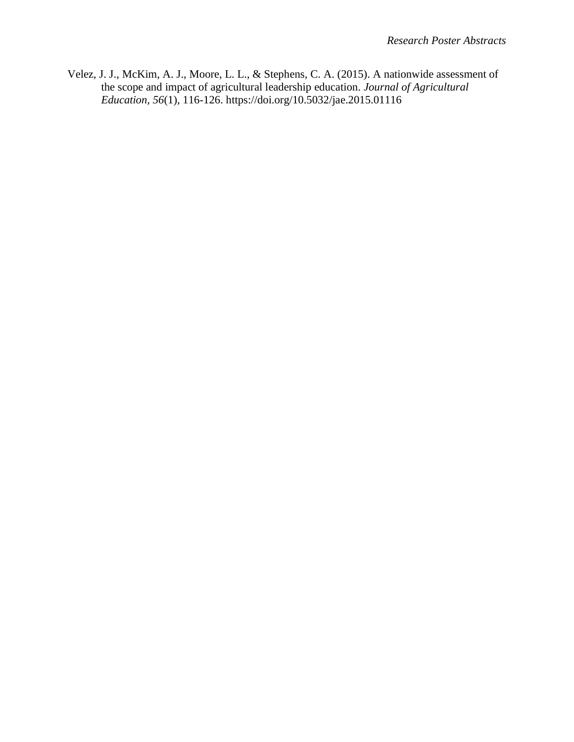Velez, J. J., McKim, A. J., Moore, L. L., & Stephens, C. A. (2015). A nationwide assessment of the scope and impact of agricultural leadership education. *Journal of Agricultural Education, 56*(1), 116-126. https://doi.org/10.5032/jae.2015.01116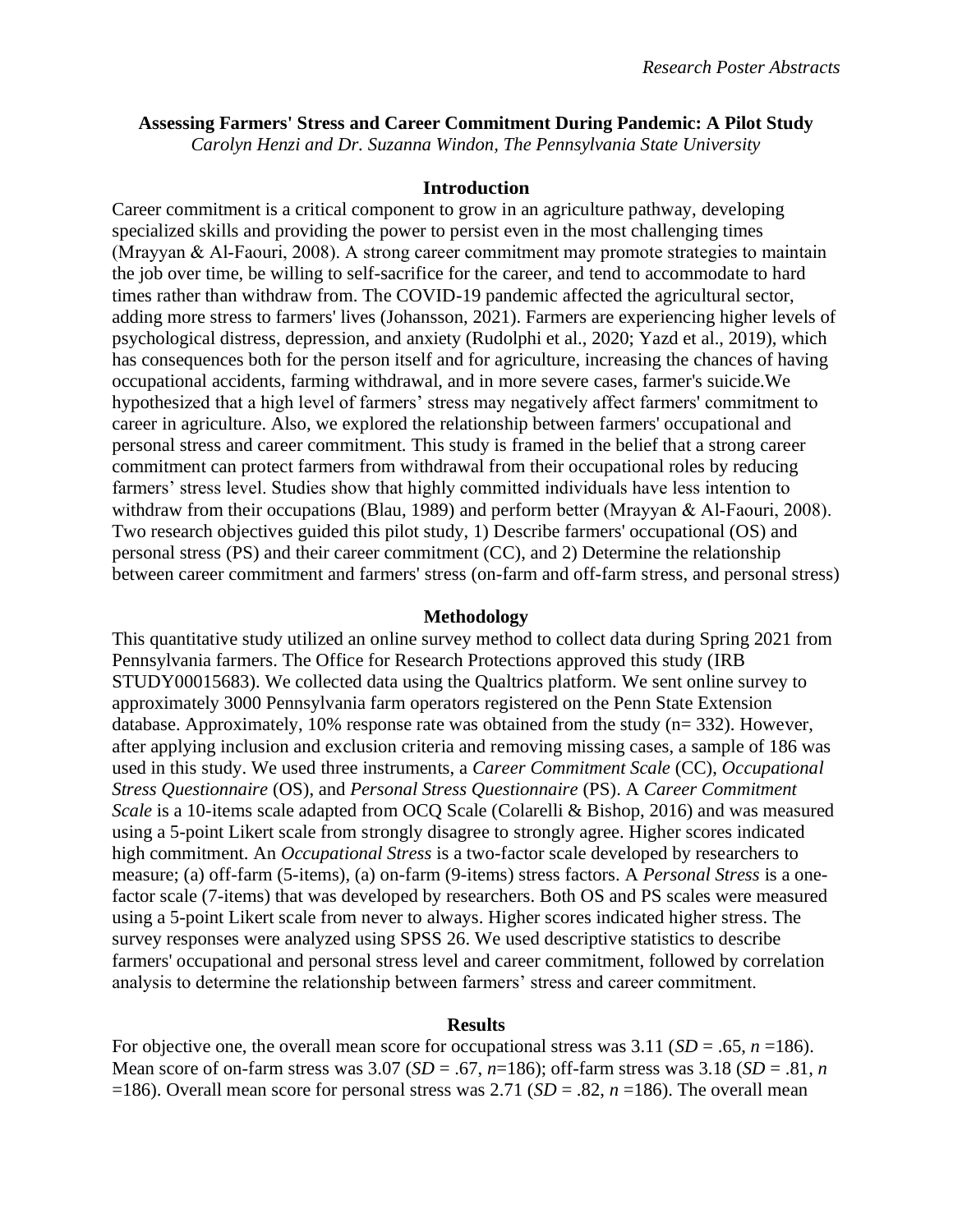## Assessing Farmers' Stress and Career Commitment During Pandemic: A Pilot Study

*Carolyn Henzi and Dr. Suzanna Windon, The Pennsylvania State University*

### Introduction

Career commitment is a critical component to grow in an agriculture pathway, developing specialized skills and providing the power to persist even in the most challenging times (Mrayyan & Al-Faouri, 2008). A strong career commitment may promote strategies to maintain the job over time, be willing to self-sacrifice for the career, and tend to accommodate to hard times rather than withdraw from. The COVID-19 pandemic affected the agricultural sector, adding more stress to farmers' lives (Johansson, 2021). Farmers are experiencing higher levels of psychological distress, depression, and anxiety (Rudolphi et al., 2020; Yazd et al., 2019), which has consequences both for the person itself and for agriculture, increasing the chances of having occupational accidents, farming withdrawal, and in more severe cases, farmer's suicide.We hypothesized that a high level of farmers' stress may negatively affect farmers' commitment to career in agriculture. Also, we explored the relationship between farmers' occupational and personal stress and career commitment. This study is framed in the belief that a strong career commitment can protect farmers from withdrawal from their occupational roles by reducing farmers' stress level. Studies show that highly committed individuals have less intention to withdraw from their occupations (Blau, 1989) and perform better (Mrayyan & Al-Faouri, 2008). Two research objectives guided this pilot study, 1) Describe farmers' occupational (OS) and personal stress (PS) and their career commitment (CC), and 2) Determine the relationship between career commitment and farmers' stress (on-farm and off-farm stress, and personal stress)

### Methodology

This quantitative study utilized an online survey method to collect data during Spring 2021 from Pennsylvania farmers. The Office for Research Protections approved this study (IRB STUDY00015683). We collected data using the Qualtrics platform. We sent online survey to approximately 3000 Pennsylvania farm operators registered on the Penn State Extension database. Approximately, 10% response rate was obtained from the study (n= 332). However, after applying inclusion and exclusion criteria and removing missing cases, a sample of 186 was used in this study. We used three instruments, a *Career Commitment Scale* (CC), *Occupational Stress Questionnaire* (OS), and *Personal Stress Questionnaire* (PS). A *Career Commitment Scale* is a 10-items scale adapted from OCQ Scale (Colarelli & Bishop, 2016) and was measured using a 5-point Likert scale from strongly disagree to strongly agree. Higher scores indicated high commitment. An *Occupational Stress* is a two-factor scale developed by researchers to measure; (a) off-farm (5-items), (a) on-farm (9-items) stress factors. A *Personal Stress* is a one-factor scale (7-items) that was developed by researchers. Both OS and PS scales were measured using a 5-point Likert scale from never to always. Higher scores indicated higher stress. The survey responses were analyzed using SPSS 26. We used descriptive statistics to describe farmers' occupational and personal stress level and career commitment, followed by correlation analysis to determine the relationship between farmers' stress and career commitment.

### Results

For objective one, the overall mean score for occupational stress was 3.11 ($SD$ = .65, $n$ =186). Mean score of on-farm stress was 3.07 ($SD$ = .67, $n$=186); off-farm stress was 3.18 ($SD$ = .81, $n$ =186). Overall mean score for personal stress was 2.71 ($SD$ = .82, $n$ =186). The overall mean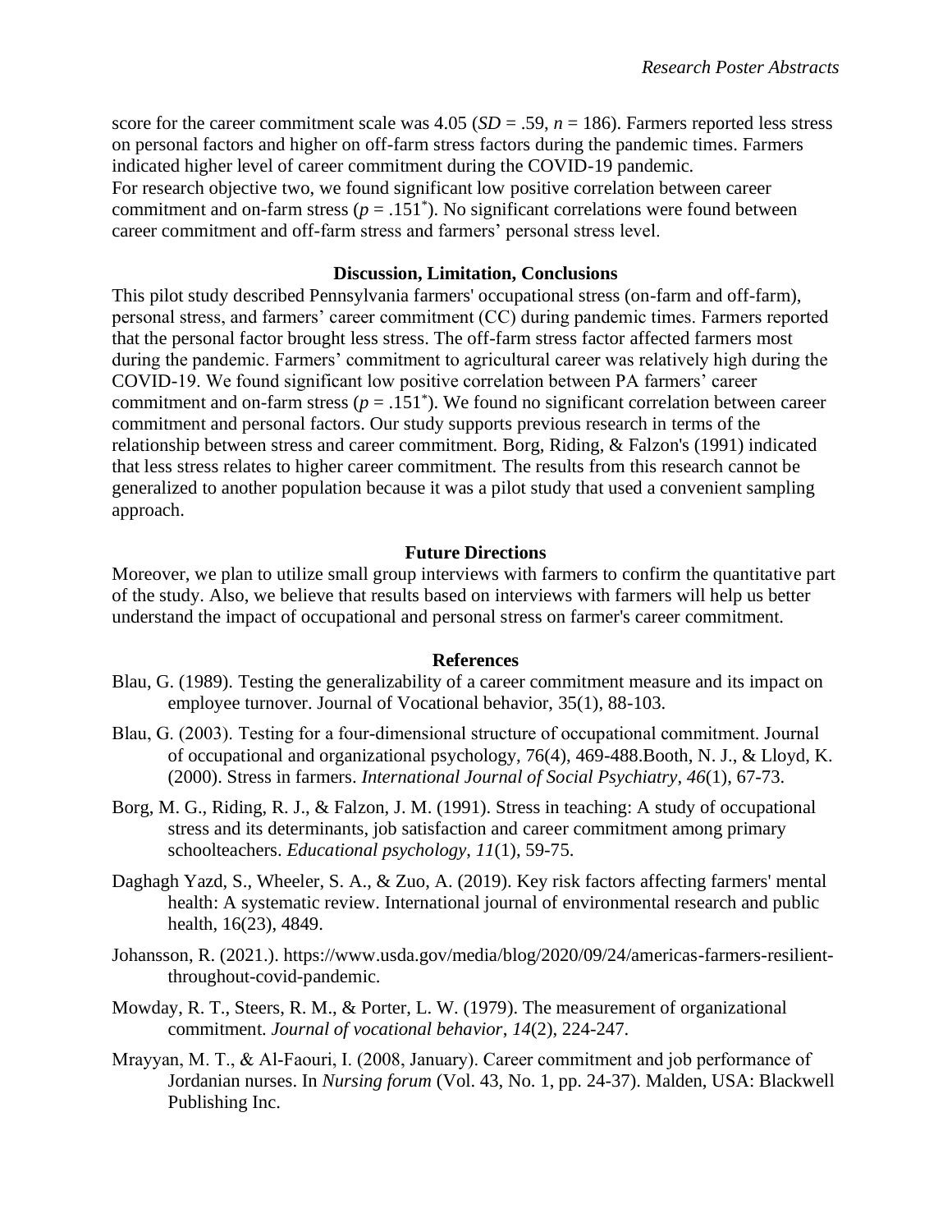score for the career commitment scale was 4.05 (*SD* = .59, *n* = 186). Farmers reported less stress on personal factors and higher on off-farm stress factors during the pandemic times. Farmers indicated higher level of career commitment during the COVID-19 pandemic.
For research objective two, we found significant low positive correlation between career commitment and on-farm stress ($p = .151^{*}$). No significant correlations were found between career commitment and off-farm stress and farmers' personal stress level.

## Discussion, Limitation, Conclusions

This pilot study described Pennsylvania farmers' occupational stress (on-farm and off-farm), personal stress, and farmers' career commitment (CC) during pandemic times. Farmers reported that the personal factor brought less stress. The off-farm stress factor affected farmers most during the pandemic. Farmers' commitment to agricultural career was relatively high during the COVID-19. We found significant low positive correlation between PA farmers' career commitment and on-farm stress ($p = .151^{*}$). We found no significant correlation between career commitment and personal factors. Our study supports previous research in terms of the relationship between stress and career commitment. Borg, Riding, & Falzon's (1991) indicated that less stress relates to higher career commitment. The results from this research cannot be generalized to another population because it was a pilot study that used a convenient sampling approach.

## Future Directions

Moreover, we plan to utilize small group interviews with farmers to confirm the quantitative part of the study. Also, we believe that results based on interviews with farmers will help us better understand the impact of occupational and personal stress on farmer's career commitment.

## References

Blau, G. (1989). Testing the generalizability of a career commitment measure and its impact on employee turnover. Journal of Vocational behavior, 35(1), 88-103.

Blau, G. (2003). Testing for a four-dimensional structure of occupational commitment. Journal of occupational and organizational psychology, 76(4), 469-488.Booth, N. J., & Lloyd, K. (2000). Stress in farmers. *International Journal of Social Psychiatry*, *46*(1), 67-73.

Borg, M. G., Riding, R. J., & Falzon, J. M. (1991). Stress in teaching: A study of occupational stress and its determinants, job satisfaction and career commitment among primary schoolteachers. *Educational psychology*, *11*(1), 59-75.

Daghagh Yazd, S., Wheeler, S. A., & Zuo, A. (2019). Key risk factors affecting farmers' mental health: A systematic review. International journal of environmental research and public health, 16(23), 4849.

Johansson, R. (2021.). https://www.usda.gov/media/blog/2020/09/24/americas-farmers-resilient-throughout-covid-pandemic.

Mowday, R. T., Steers, R. M., & Porter, L. W. (1979). The measurement of organizational commitment. *Journal of vocational behavior*, *14*(2), 224-247.

Mrayyan, M. T., & Al-Faouri, I. (2008, January). Career commitment and job performance of Jordanian nurses. In *Nursing forum* (Vol. 43, No. 1, pp. 24-37). Malden, USA: Blackwell Publishing Inc.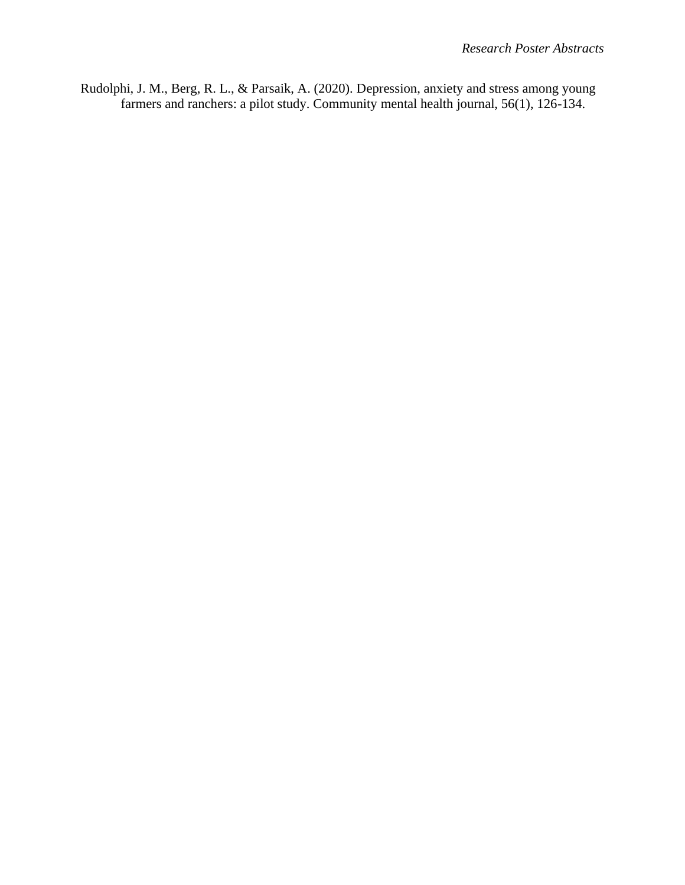Rudolphi, J. M., Berg, R. L., & Parsaik, A. (2020). Depression, anxiety and stress among young farmers and ranchers: a pilot study. Community mental health journal, 56(1), 126-134.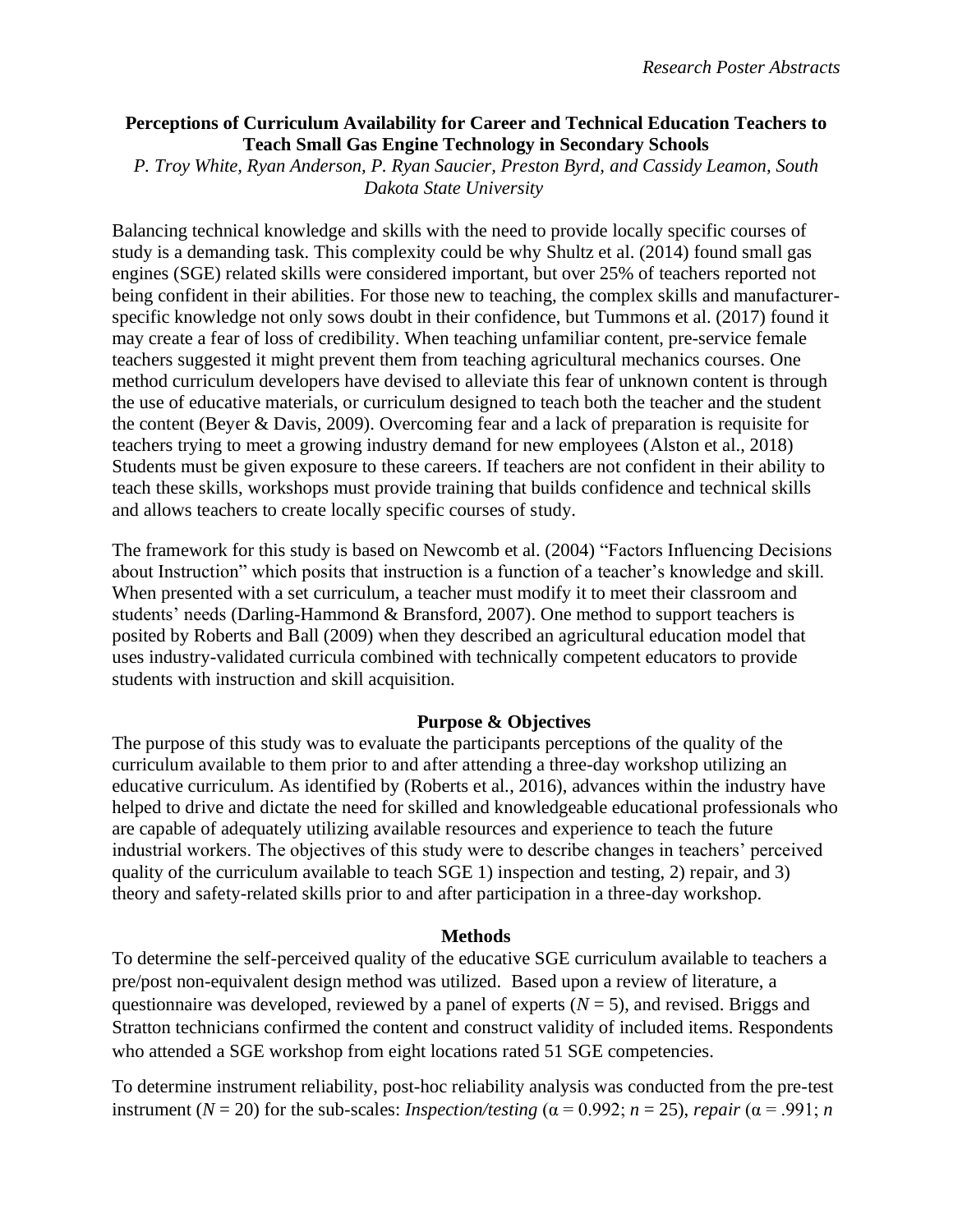**Perceptions of Curriculum Availability for Career and Technical Education Teachers to Teach Small Gas Engine Technology in Secondary Schools**

*P. Troy White, Ryan Anderson, P. Ryan Saucier, Preston Byrd, and Cassidy Leamon, South Dakota State University*

Balancing technical knowledge and skills with the need to provide locally specific courses of study is a demanding task. This complexity could be why Shultz et al. (2014) found small gas engines (SGE) related skills were considered important, but over 25% of teachers reported not being confident in their abilities. For those new to teaching, the complex skills and manufacturer-specific knowledge not only sows doubt in their confidence, but Tummons et al. (2017) found it may create a fear of loss of credibility. When teaching unfamiliar content, pre-service female teachers suggested it might prevent them from teaching agricultural mechanics courses. One method curriculum developers have devised to alleviate this fear of unknown content is through the use of educative materials, or curriculum designed to teach both the teacher and the student the content (Beyer & Davis, 2009). Overcoming fear and a lack of preparation is requisite for teachers trying to meet a growing industry demand for new employees (Alston et al., 2018) Students must be given exposure to these careers. If teachers are not confident in their ability to teach these skills, workshops must provide training that builds confidence and technical skills and allows teachers to create locally specific courses of study.

The framework for this study is based on Newcomb et al. (2004) "Factors Influencing Decisions about Instruction" which posits that instruction is a function of a teacher's knowledge and skill. When presented with a set curriculum, a teacher must modify it to meet their classroom and students' needs (Darling-Hammond & Bransford, 2007). One method to support teachers is posited by Roberts and Ball (2009) when they described an agricultural education model that uses industry-validated curricula combined with technically competent educators to provide students with instruction and skill acquisition.

## Purpose & Objectives

The purpose of this study was to evaluate the participants perceptions of the quality of the curriculum available to them prior to and after attending a three-day workshop utilizing an educative curriculum. As identified by (Roberts et al., 2016), advances within the industry have helped to drive and dictate the need for skilled and knowledgeable educational professionals who are capable of adequately utilizing available resources and experience to teach the future industrial workers. The objectives of this study were to describe changes in teachers' perceived quality of the curriculum available to teach SGE 1) inspection and testing, 2) repair, and 3) theory and safety-related skills prior to and after participation in a three-day workshop.

## Methods

To determine the self-perceived quality of the educative SGE curriculum available to teachers a pre/post non-equivalent design method was utilized. Based upon a review of literature, a questionnaire was developed, reviewed by a panel of experts ($N = 5$), and revised. Briggs and Stratton technicians confirmed the content and construct validity of included items. Respondents who attended a SGE workshop from eight locations rated 51 SGE competencies.

To determine instrument reliability, post-hoc reliability analysis was conducted from the pre-test instrument ($N = 20$) for the sub-scales: *Inspection/testing* ($\alpha = 0.992$; $n = 25$), *repair* ($\alpha = .991$; $n$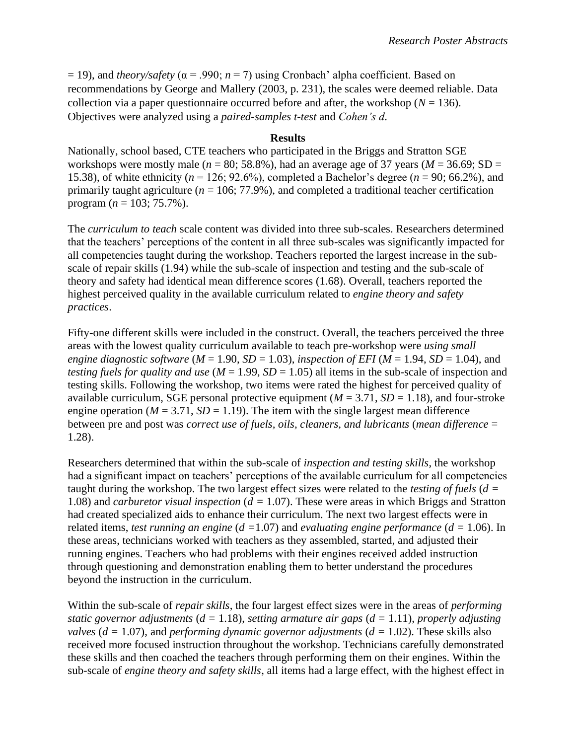= 19), and *theory/safety* ($\alpha = .990$; $n = 7$) using Cronbach' alpha coefficient. Based on recommendations by George and Mallery (2003, p. 231), the scales were deemed reliable. Data collection via a paper questionnaire occurred before and after, the workshop ($N = 136$). Objectives were analyzed using a *paired-samples t-test* and *Cohen's d*.

**Results**

Nationally, school based, CTE teachers who participated in the Briggs and Stratton SGE workshops were mostly male ($n = 80$; 58.8%), had an average age of 37 years ($M = 36.69$; SD = 15.38), of white ethnicity ($n = 126$; 92.6%), completed a Bachelor's degree ($n = 90$; 66.2%), and primarily taught agriculture ($n = 106$; 77.9%), and completed a traditional teacher certification program ($n = 103$; 75.7%).

The *curriculum to teach* scale content was divided into three sub-scales. Researchers determined that the teachers' perceptions of the content in all three sub-scales was significantly impacted for all competencies taught during the workshop. Teachers reported the largest increase in the sub-scale of repair skills (1.94) while the sub-scale of inspection and testing and the sub-scale of theory and safety had identical mean difference scores (1.68). Overall, teachers reported the highest perceived quality in the available curriculum related to *engine theory and safety practices*.

Fifty-one different skills were included in the construct. Overall, the teachers perceived the three areas with the lowest quality curriculum available to teach pre-workshop were *using small engine diagnostic software* ($M = 1.90$, $SD = 1.03$), *inspection of EFI* ($M = 1.94$, $SD = 1.04$), and *testing fuels for quality and use* ($M = 1.99$, $SD = 1.05$) all items in the sub-scale of inspection and testing skills. Following the workshop, two items were rated the highest for perceived quality of available curriculum, SGE personal protective equipment ($M = 3.71$, $SD = 1.18$), and four-stroke engine operation ($M = 3.71$, $SD = 1.19$). The item with the single largest mean difference between pre and post was *correct use of fuels, oils, cleaners, and lubricants* (*mean difference* = 1.28).

Researchers determined that within the sub-scale of *inspection and testing skills*, the workshop had a significant impact on teachers' perceptions of the available curriculum for all competencies taught during the workshop. The two largest effect sizes were related to the *testing of fuels* ($d = 1.08$) and *carburetor visual inspection* ($d = 1.07$). These were areas in which Briggs and Stratton had created specialized aids to enhance their curriculum. The next two largest effects were in related items, *test running an engine* ($d = 1.07$) and *evaluating engine performance* ($d = 1.06$). In these areas, technicians worked with teachers as they assembled, started, and adjusted their running engines. Teachers who had problems with their engines received added instruction through questioning and demonstration enabling them to better understand the procedures beyond the instruction in the curriculum.

Within the sub-scale of *repair skills*, the four largest effect sizes were in the areas of *performing static governor adjustments* ($d = 1.18$), *setting armature air gaps* ($d = 1.11$), *properly adjusting valves* ($d = 1.07$), and *performing dynamic governor adjustments* ($d = 1.02$). These skills also received more focused instruction throughout the workshop. Technicians carefully demonstrated these skills and then coached the teachers through performing them on their engines. Within the sub-scale of *engine theory and safety skills*, all items had a large effect, with the highest effect in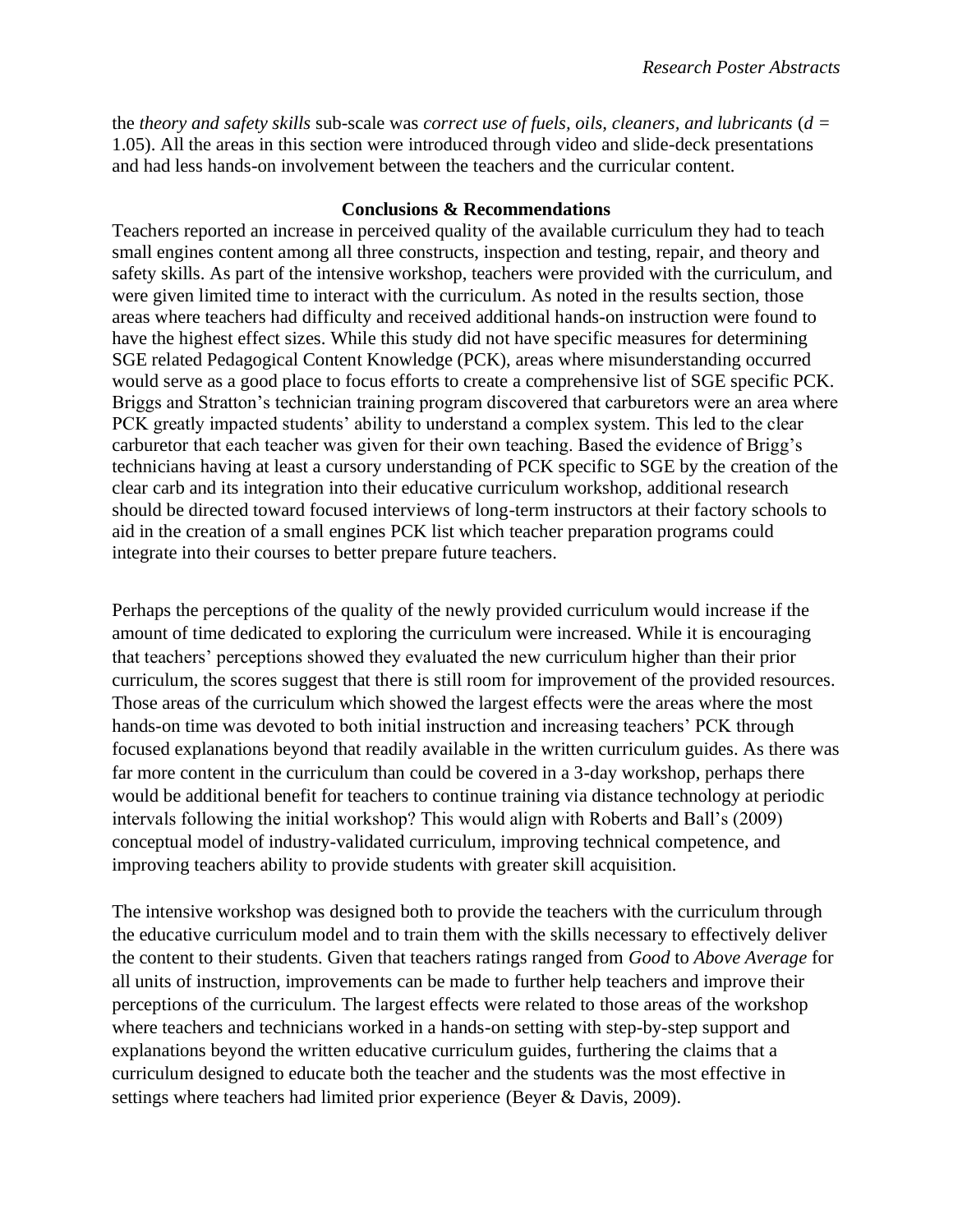the *theory and safety skills* sub-scale was *correct use of fuels, oils, cleaners, and lubricants* ($d$ = 1.05). All the areas in this section were introduced through video and slide-deck presentations and had less hands-on involvement between the teachers and the curricular content.

**Conclusions & Recommendations**

Teachers reported an increase in perceived quality of the available curriculum they had to teach small engines content among all three constructs, inspection and testing, repair, and theory and safety skills. As part of the intensive workshop, teachers were provided with the curriculum, and were given limited time to interact with the curriculum. As noted in the results section, those areas where teachers had difficulty and received additional hands-on instruction were found to have the highest effect sizes. While this study did not have specific measures for determining SGE related Pedagogical Content Knowledge (PCK), areas where misunderstanding occurred would serve as a good place to focus efforts to create a comprehensive list of SGE specific PCK. Briggs and Stratton's technician training program discovered that carburetors were an area where PCK greatly impacted students' ability to understand a complex system. This led to the clear carburetor that each teacher was given for their own teaching. Based the evidence of Brigg's technicians having at least a cursory understanding of PCK specific to SGE by the creation of the clear carb and its integration into their educative curriculum workshop, additional research should be directed toward focused interviews of long-term instructors at their factory schools to aid in the creation of a small engines PCK list which teacher preparation programs could integrate into their courses to better prepare future teachers.

Perhaps the perceptions of the quality of the newly provided curriculum would increase if the amount of time dedicated to exploring the curriculum were increased. While it is encouraging that teachers' perceptions showed they evaluated the new curriculum higher than their prior curriculum, the scores suggest that there is still room for improvement of the provided resources. Those areas of the curriculum which showed the largest effects were the areas where the most hands-on time was devoted to both initial instruction and increasing teachers' PCK through focused explanations beyond that readily available in the written curriculum guides. As there was far more content in the curriculum than could be covered in a 3-day workshop, perhaps there would be additional benefit for teachers to continue training via distance technology at periodic intervals following the initial workshop? This would align with Roberts and Ball's (2009) conceptual model of industry-validated curriculum, improving technical competence, and improving teachers ability to provide students with greater skill acquisition.

The intensive workshop was designed both to provide the teachers with the curriculum through the educative curriculum model and to train them with the skills necessary to effectively deliver the content to their students. Given that teachers ratings ranged from *Good* to *Above Average* for all units of instruction, improvements can be made to further help teachers and improve their perceptions of the curriculum. The largest effects were related to those areas of the workshop where teachers and technicians worked in a hands-on setting with step-by-step support and explanations beyond the written educative curriculum guides, furthering the claims that a curriculum designed to educate both the teacher and the students was the most effective in settings where teachers had limited prior experience (Beyer & Davis, 2009).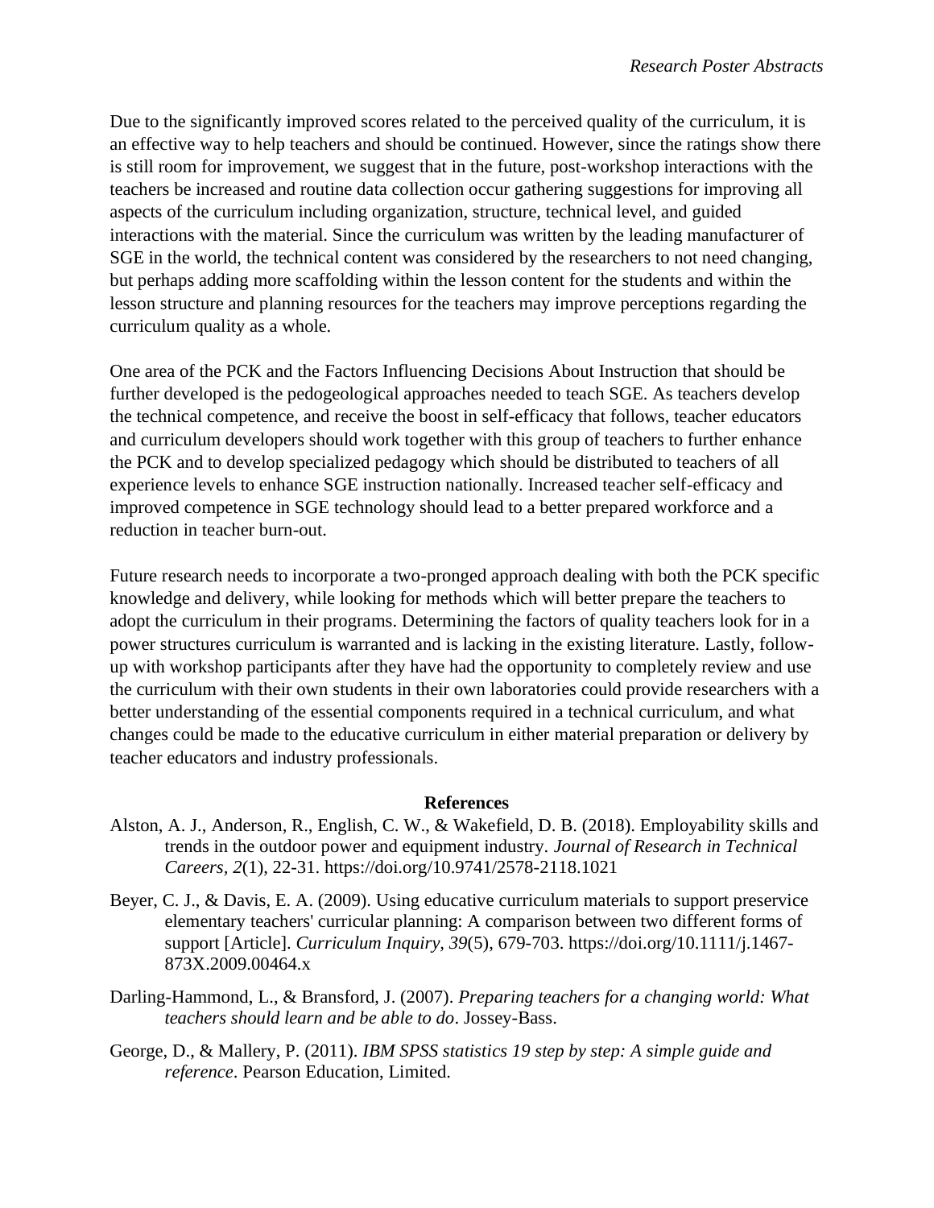Due to the significantly improved scores related to the perceived quality of the curriculum, it is an effective way to help teachers and should be continued. However, since the ratings show there is still room for improvement, we suggest that in the future, post-workshop interactions with the teachers be increased and routine data collection occur gathering suggestions for improving all aspects of the curriculum including organization, structure, technical level, and guided interactions with the material. Since the curriculum was written by the leading manufacturer of SGE in the world, the technical content was considered by the researchers to not need changing, but perhaps adding more scaffolding within the lesson content for the students and within the lesson structure and planning resources for the teachers may improve perceptions regarding the curriculum quality as a whole.

One area of the PCK and the Factors Influencing Decisions About Instruction that should be further developed is the pedogeological approaches needed to teach SGE. As teachers develop the technical competence, and receive the boost in self-efficacy that follows, teacher educators and curriculum developers should work together with this group of teachers to further enhance the PCK and to develop specialized pedagogy which should be distributed to teachers of all experience levels to enhance SGE instruction nationally. Increased teacher self-efficacy and improved competence in SGE technology should lead to a better prepared workforce and a reduction in teacher burn-out.

Future research needs to incorporate a two-pronged approach dealing with both the PCK specific knowledge and delivery, while looking for methods which will better prepare the teachers to adopt the curriculum in their programs. Determining the factors of quality teachers look for in a power structures curriculum is warranted and is lacking in the existing literature. Lastly, follow-up with workshop participants after they have had the opportunity to completely review and use the curriculum with their own students in their own laboratories could provide researchers with a better understanding of the essential components required in a technical curriculum, and what changes could be made to the educative curriculum in either material preparation or delivery by teacher educators and industry professionals.

## References

Alston, A. J., Anderson, R., English, C. W., & Wakefield, D. B. (2018). Employability skills and trends in the outdoor power and equipment industry. *Journal of Research in Technical Careers, 2*(1), 22-31. https://doi.org/10.9741/2578-2118.1021

Beyer, C. J., & Davis, E. A. (2009). Using educative curriculum materials to support preservice elementary teachers' curricular planning: A comparison between two different forms of support [Article]. *Curriculum Inquiry, 39*(5), 679-703. https://doi.org/10.1111/j.1467-873X.2009.00464.x

Darling-Hammond, L., & Bransford, J. (2007). *Preparing teachers for a changing world: What teachers should learn and be able to do*. Jossey-Bass.

George, D., & Mallery, P. (2011). *IBM SPSS statistics 19 step by step: A simple guide and reference*. Pearson Education, Limited.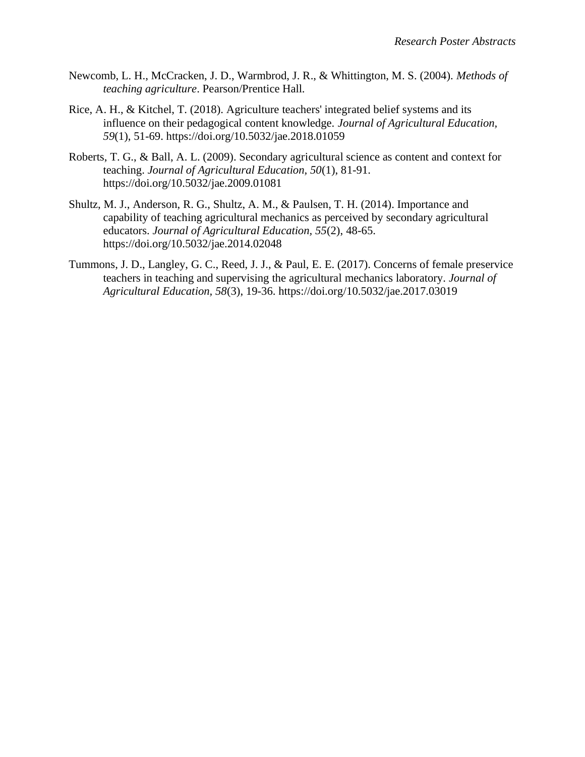Newcomb, L. H., McCracken, J. D., Warmbrod, J. R., & Whittington, M. S. (2004). *Methods of teaching agriculture*. Pearson/Prentice Hall.

Rice, A. H., & Kitchel, T. (2018). Agriculture teachers' integrated belief systems and its influence on their pedagogical content knowledge. *Journal of Agricultural Education, 59*(1), 51-69. https://doi.org/10.5032/jae.2018.01059

Roberts, T. G., & Ball, A. L. (2009). Secondary agricultural science as content and context for teaching. *Journal of Agricultural Education, 50*(1), 81-91. https://doi.org/10.5032/jae.2009.01081

Shultz, M. J., Anderson, R. G., Shultz, A. M., & Paulsen, T. H. (2014). Importance and capability of teaching agricultural mechanics as perceived by secondary agricultural educators. *Journal of Agricultural Education, 55*(2), 48-65. https://doi.org/10.5032/jae.2014.02048

Tummons, J. D., Langley, G. C., Reed, J. J., & Paul, E. E. (2017). Concerns of female preservice teachers in teaching and supervising the agricultural mechanics laboratory. *Journal of Agricultural Education, 58*(3), 19-36. https://doi.org/10.5032/jae.2017.03019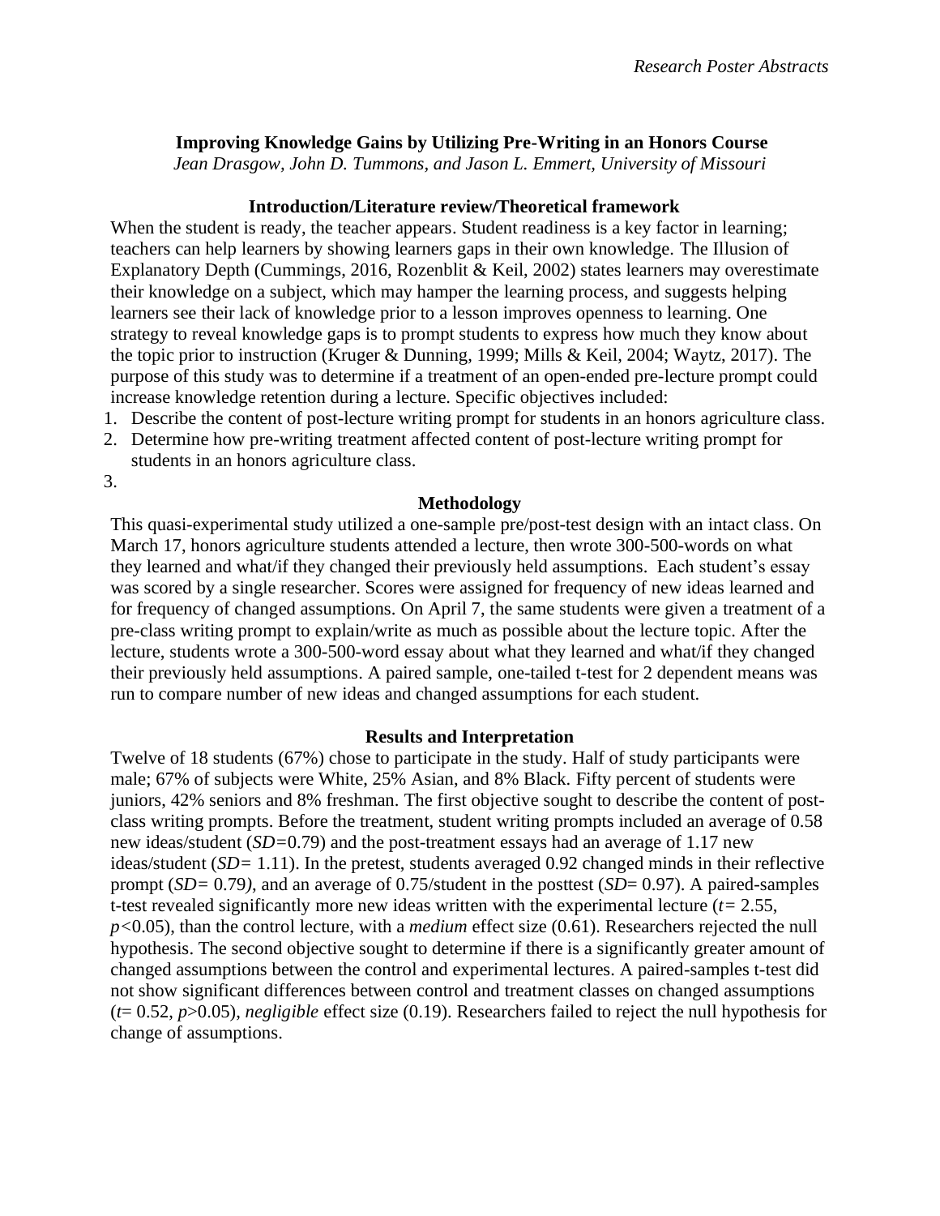## Improving Knowledge Gains by Utilizing Pre-Writing in an Honors Course

*Jean Drasgow, John D. Tummons, and Jason L. Emmert, University of Missouri*

### Introduction/Literature review/Theoretical framework

When the student is ready, the teacher appears. Student readiness is a key factor in learning; teachers can help learners by showing learners gaps in their own knowledge. The Illusion of Explanatory Depth (Cummings, 2016, Rozenblit & Keil, 2002) states learners may overestimate their knowledge on a subject, which may hamper the learning process, and suggests helping learners see their lack of knowledge prior to a lesson improves openness to learning. One strategy to reveal knowledge gaps is to prompt students to express how much they know about the topic prior to instruction (Kruger & Dunning, 1999; Mills & Keil, 2004; Waytz, 2017). The purpose of this study was to determine if a treatment of an open-ended pre-lecture prompt could increase knowledge retention during a lecture. Specific objectives included:

1. Describe the content of post-lecture writing prompt for students in an honors agriculture class.
2. Determine how pre-writing treatment affected content of post-lecture writing prompt for students in an honors agriculture class.
3.

### Methodology

This quasi-experimental study utilized a one-sample pre/post-test design with an intact class. On March 17, honors agriculture students attended a lecture, then wrote 300-500-words on what they learned and what/if they changed their previously held assumptions. Each student's essay was scored by a single researcher. Scores were assigned for frequency of new ideas learned and for frequency of changed assumptions. On April 7, the same students were given a treatment of a pre-class writing prompt to explain/write as much as possible about the lecture topic. After the lecture, students wrote a 300-500-word essay about what they learned and what/if they changed their previously held assumptions. A paired sample, one-tailed t-test for 2 dependent means was run to compare number of new ideas and changed assumptions for each student.

### Results and Interpretation

Twelve of 18 students (67%) chose to participate in the study. Half of study participants were male; 67% of subjects were White, 25% Asian, and 8% Black. Fifty percent of students were juniors, 42% seniors and 8% freshman. The first objective sought to describe the content of post-class writing prompts. Before the treatment, student writing prompts included an average of 0.58 new ideas/student ($SD$=0.79) and the post-treatment essays had an average of 1.17 new ideas/student ($SD$= 1.11). In the pretest, students averaged 0.92 changed minds in their reflective prompt ($SD$= 0.79), and an average of 0.75/student in the posttest ($SD$= 0.97). A paired-samples t-test revealed significantly more new ideas written with the experimental lecture ($t$= 2.55, $p$<0.05), than the control lecture, with a *medium* effect size (0.61). Researchers rejected the null hypothesis. The second objective sought to determine if there is a significantly greater amount of changed assumptions between the control and experimental lectures. A paired-samples t-test did not show significant differences between control and treatment classes on changed assumptions ($t$= 0.52, $p$>0.05), *negligible* effect size (0.19). Researchers failed to reject the null hypothesis for change of assumptions.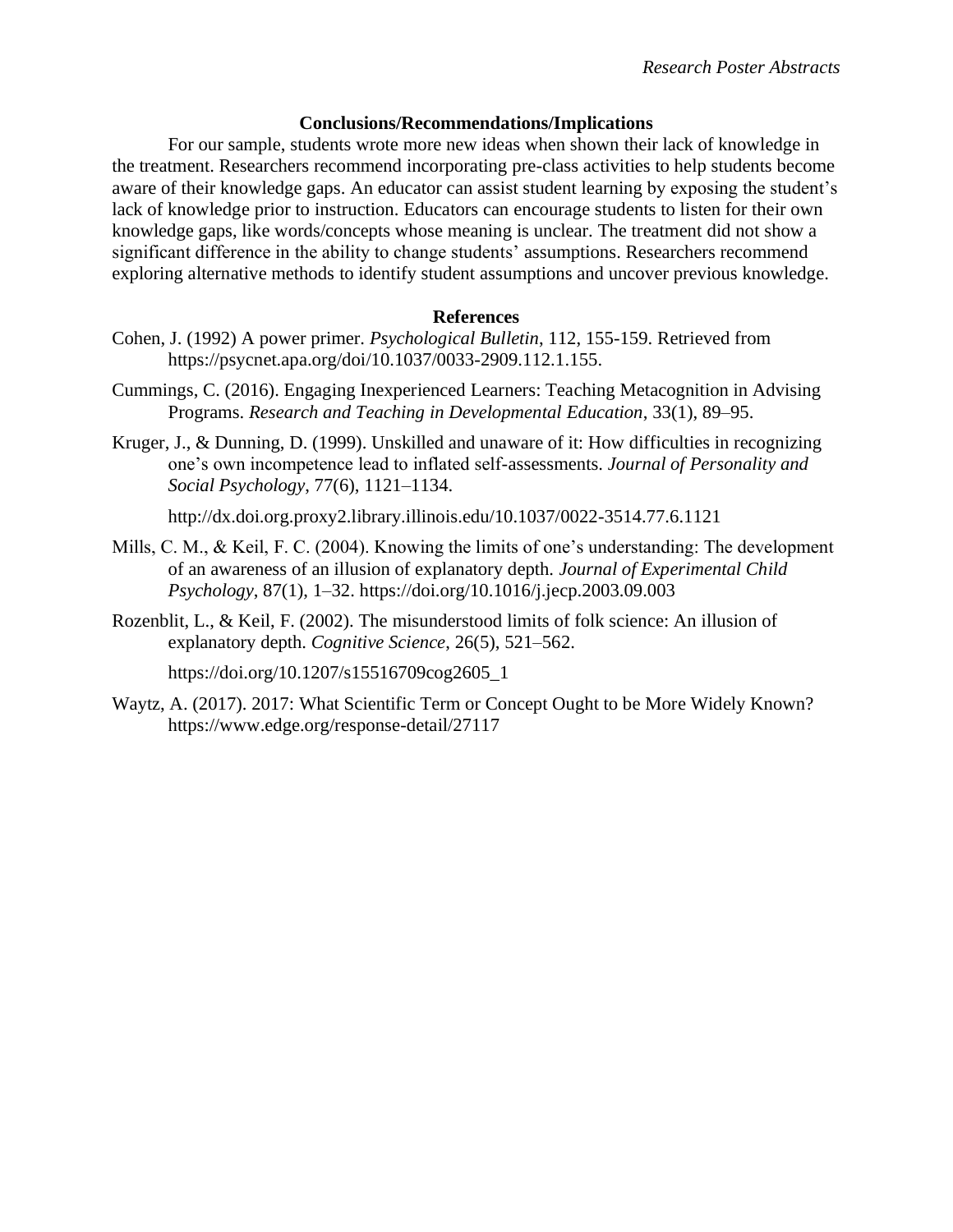## Conclusions/Recommendations/Implications

For our sample, students wrote more new ideas when shown their lack of knowledge in the treatment. Researchers recommend incorporating pre-class activities to help students become aware of their knowledge gaps. An educator can assist student learning by exposing the student's lack of knowledge prior to instruction. Educators can encourage students to listen for their own knowledge gaps, like words/concepts whose meaning is unclear. The treatment did not show a significant difference in the ability to change students' assumptions. Researchers recommend exploring alternative methods to identify student assumptions and uncover previous knowledge.

## References

Cohen, J. (1992) A power primer. *Psychological Bulletin*, 112, 155-159. Retrieved from https://psycnet.apa.org/doi/10.1037/0033-2909.112.1.155.

Cummings, C. (2016). Engaging Inexperienced Learners: Teaching Metacognition in Advising Programs. *Research and Teaching in Developmental Education*, 33(1), 89–95.

Kruger, J., & Dunning, D. (1999). Unskilled and unaware of it: How difficulties in recognizing one's own incompetence lead to inflated self-assessments. *Journal of Personality and Social Psychology*, 77(6), 1121–1134.

http://dx.doi.org.proxy2.library.illinois.edu/10.1037/0022-3514.77.6.1121

Mills, C. M., & Keil, F. C. (2004). Knowing the limits of one's understanding: The development of an awareness of an illusion of explanatory depth. *Journal of Experimental Child Psychology*, 87(1), 1–32. https://doi.org/10.1016/j.jecp.2003.09.003

Rozenblit, L., & Keil, F. (2002). The misunderstood limits of folk science: An illusion of explanatory depth. *Cognitive Science*, 26(5), 521–562.

https://doi.org/10.1207/s15516709cog2605_1

Waytz, A. (2017). 2017: What Scientific Term or Concept Ought to be More Widely Known? https://www.edge.org/response-detail/27117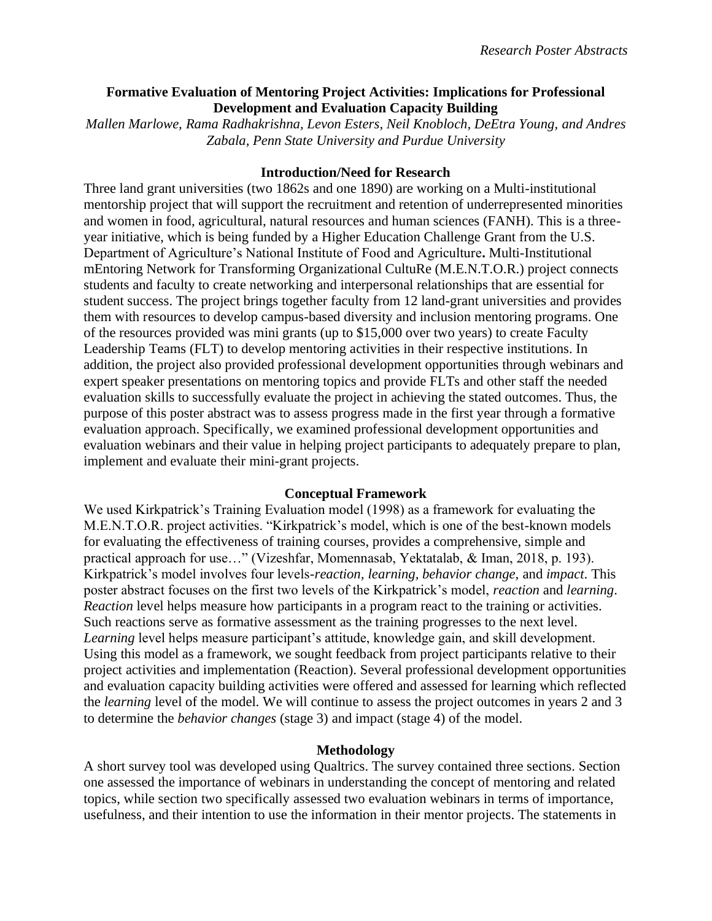## Formative Evaluation of Mentoring Project Activities: Implications for Professional Development and Evaluation Capacity Building

*Mallen Marlowe, Rama Radhakrishna, Levon Esters, Neil Knobloch, DeEtra Young, and Andres Zabala, Penn State University and Purdue University*

### Introduction/Need for Research

Three land grant universities (two 1862s and one 1890) are working on a Multi-institutional mentorship project that will support the recruitment and retention of underrepresented minorities and women in food, agricultural, natural resources and human sciences (FANH). This is a three-year initiative, which is being funded by a Higher Education Challenge Grant from the U.S. Department of Agriculture's National Institute of Food and Agriculture**.** Multi-Institutional mEntoring Network for Transforming Organizational CultuRe (M.E.N.T.O.R.) project connects students and faculty to create networking and interpersonal relationships that are essential for student success. The project brings together faculty from 12 land-grant universities and provides them with resources to develop campus-based diversity and inclusion mentoring programs. One of the resources provided was mini grants (up to $15,000 over two years) to create Faculty Leadership Teams (FLT) to develop mentoring activities in their respective institutions. In addition, the project also provided professional development opportunities through webinars and expert speaker presentations on mentoring topics and provide FLTs and other staff the needed evaluation skills to successfully evaluate the project in achieving the stated outcomes. Thus, the purpose of this poster abstract was to assess progress made in the first year through a formative evaluation approach. Specifically, we examined professional development opportunities and evaluation webinars and their value in helping project participants to adequately prepare to plan, implement and evaluate their mini-grant projects.

### Conceptual Framework

We used Kirkpatrick's Training Evaluation model (1998) as a framework for evaluating the M.E.N.T.O.R. project activities. "Kirkpatrick's model, which is one of the best-known models for evaluating the effectiveness of training courses, provides a comprehensive, simple and practical approach for use…" (Vizeshfar, Momennasab, Yektatalab, & Iman, 2018, p. 193). Kirkpatrick's model involves four levels-*reaction, learning, behavior change,* and *impact*. This poster abstract focuses on the first two levels of the Kirkpatrick's model, *reaction* and *learning*. *Reaction* level helps measure how participants in a program react to the training or activities. Such reactions serve as formative assessment as the training progresses to the next level. *Learning* level helps measure participant's attitude, knowledge gain, and skill development. Using this model as a framework, we sought feedback from project participants relative to their project activities and implementation (Reaction). Several professional development opportunities and evaluation capacity building activities were offered and assessed for learning which reflected the *learning* level of the model. We will continue to assess the project outcomes in years 2 and 3 to determine the *behavior changes* (stage 3) and impact (stage 4) of the model.

### Methodology

A short survey tool was developed using Qualtrics. The survey contained three sections. Section one assessed the importance of webinars in understanding the concept of mentoring and related topics, while section two specifically assessed two evaluation webinars in terms of importance, usefulness, and their intention to use the information in their mentor projects. The statements in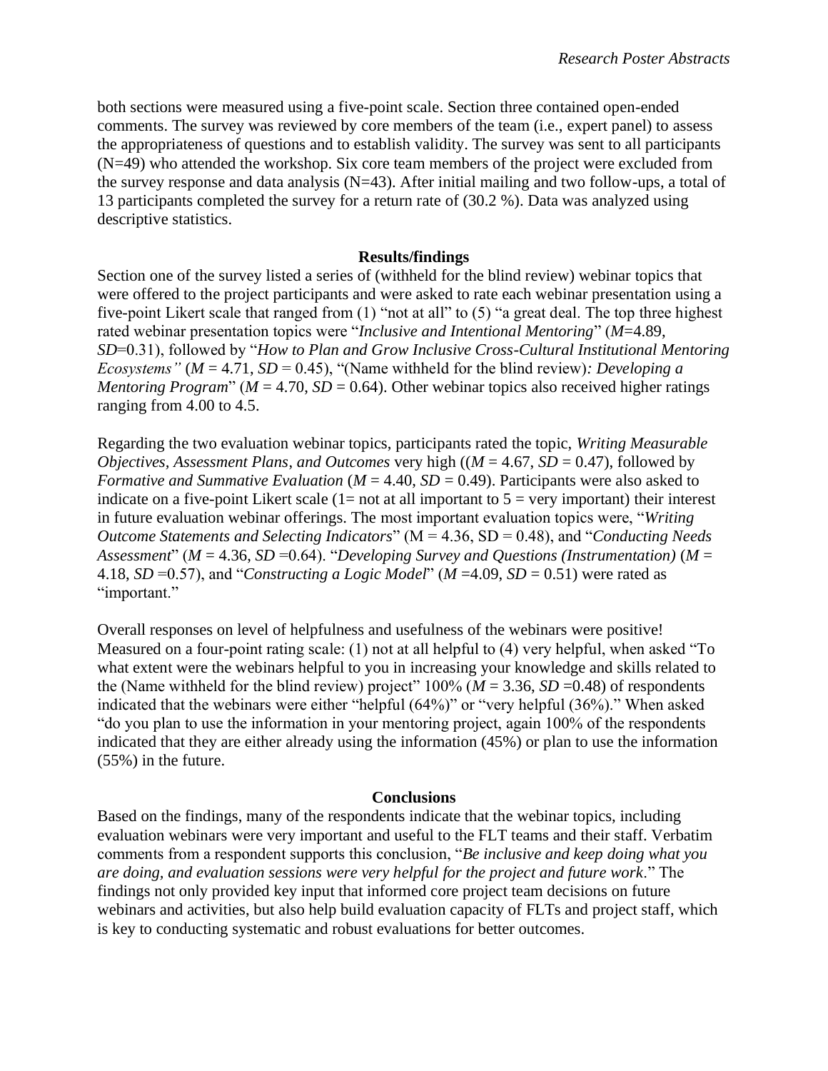both sections were measured using a five-point scale. Section three contained open-ended comments. The survey was reviewed by core members of the team (i.e., expert panel) to assess the appropriateness of questions and to establish validity. The survey was sent to all participants (N=49) who attended the workshop. Six core team members of the project were excluded from the survey response and data analysis (N=43). After initial mailing and two follow-ups, a total of 13 participants completed the survey for a return rate of (30.2 %). Data was analyzed using descriptive statistics.

**Results/findings**

Section one of the survey listed a series of (withheld for the blind review) webinar topics that were offered to the project participants and were asked to rate each webinar presentation using a five-point Likert scale that ranged from (1) "not at all" to (5) "a great deal. The top three highest rated webinar presentation topics were "*Inclusive and Intentional Mentoring*" (*M*=4.89, *SD*=0.31), followed by "*How to Plan and Grow Inclusive Cross-Cultural Institutional Mentoring Ecosystems"* (*M* = 4.71, *SD* = 0.45), "(Name withheld for the blind review)*: Developing a Mentoring Program*" (*M* = 4.70, *SD* = 0.64). Other webinar topics also received higher ratings ranging from 4.00 to 4.5.

Regarding the two evaluation webinar topics, participants rated the topic, *Writing Measurable Objectives, Assessment Plans, and Outcomes* very high ((*M* = 4.67, *SD* = 0.47), followed by *Formative and Summative Evaluation* (*M* = 4.40, *SD* = 0.49). Participants were also asked to indicate on a five-point Likert scale (1= not at all important to 5 = very important) their interest in future evaluation webinar offerings. The most important evaluation topics were, "*Writing Outcome Statements and Selecting Indicators*" (M = 4.36, SD = 0.48), and "*Conducting Needs Assessment*" (*M* = 4.36, *SD* =0.64). "*Developing Survey and Questions (Instrumentation)* (*M* = 4.18, *SD* =0.57), and "*Constructing a Logic Model*" (*M* =4.09, *SD* = 0.51) were rated as "important."

Overall responses on level of helpfulness and usefulness of the webinars were positive! Measured on a four-point rating scale: (1) not at all helpful to (4) very helpful, when asked "To what extent were the webinars helpful to you in increasing your knowledge and skills related to the (Name withheld for the blind review) project" 100% (*M* = 3.36, *SD* =0.48) of respondents indicated that the webinars were either "helpful (64%)" or "very helpful (36%)." When asked "do you plan to use the information in your mentoring project, again 100% of the respondents indicated that they are either already using the information (45%) or plan to use the information (55%) in the future.

**Conclusions**

Based on the findings, many of the respondents indicate that the webinar topics, including evaluation webinars were very important and useful to the FLT teams and their staff. Verbatim comments from a respondent supports this conclusion, "*Be inclusive and keep doing what you are doing, and evaluation sessions were very helpful for the project and future work*." The findings not only provided key input that informed core project team decisions on future webinars and activities, but also help build evaluation capacity of FLTs and project staff, which is key to conducting systematic and robust evaluations for better outcomes.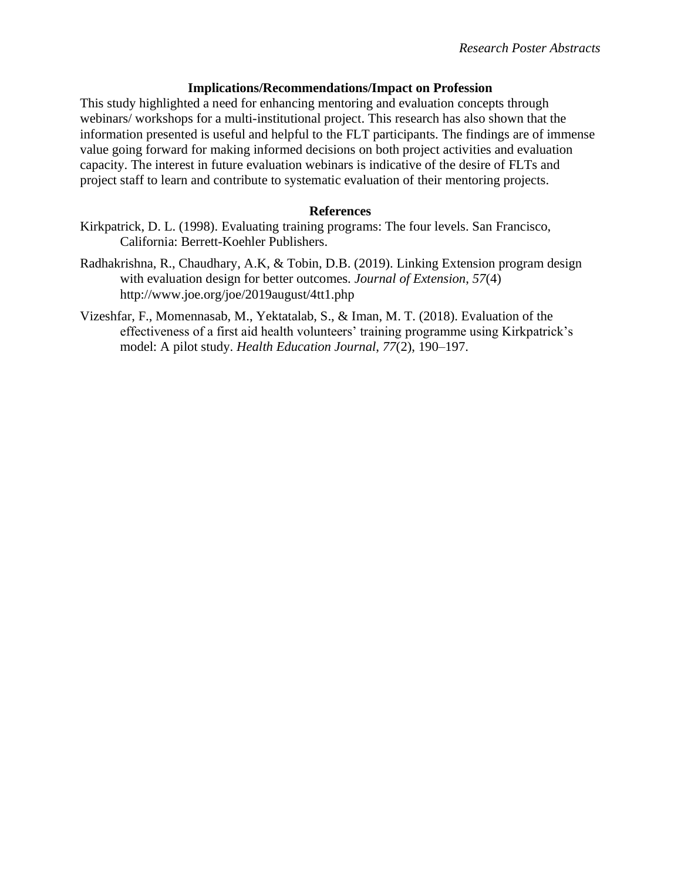### Implications/Recommendations/Impact on Profession

This study highlighted a need for enhancing mentoring and evaluation concepts through webinars/ workshops for a multi-institutional project. This research has also shown that the information presented is useful and helpful to the FLT participants. The findings are of immense value going forward for making informed decisions on both project activities and evaluation capacity. The interest in future evaluation webinars is indicative of the desire of FLTs and project staff to learn and contribute to systematic evaluation of their mentoring projects.

### References

Kirkpatrick, D. L. (1998). Evaluating training programs: The four levels. San Francisco, California: Berrett-Koehler Publishers.

Radhakrishna, R., Chaudhary, A.K, & Tobin, D.B. (2019). Linking Extension program design with evaluation design for better outcomes. *Journal of Extension*, *57*(4) http://www.joe.org/joe/2019august/4tt1.php

Vizeshfar, F., Momennasab, M., Yektatalab, S., & Iman, M. T. (2018). Evaluation of the effectiveness of a first aid health volunteers' training programme using Kirkpatrick's model: A pilot study. *Health Education Journal*, *77*(2), 190–197.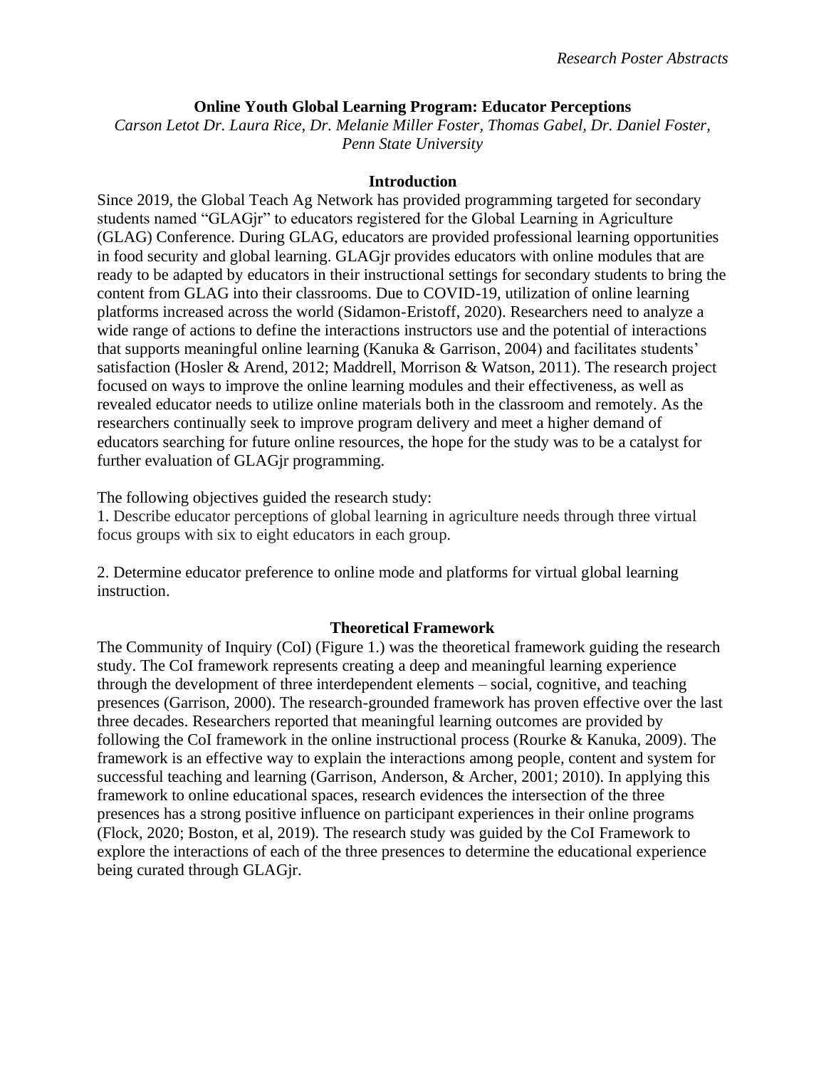## Online Youth Global Learning Program: Educator Perceptions

*Carson Letot Dr. Laura Rice, Dr. Melanie Miller Foster, Thomas Gabel, Dr. Daniel Foster, Penn State University*

### Introduction

Since 2019, the Global Teach Ag Network has provided programming targeted for secondary students named "GLAGjr" to educators registered for the Global Learning in Agriculture (GLAG) Conference. During GLAG, educators are provided professional learning opportunities in food security and global learning. GLAGjr provides educators with online modules that are ready to be adapted by educators in their instructional settings for secondary students to bring the content from GLAG into their classrooms. Due to COVID-19, utilization of online learning platforms increased across the world (Sidamon-Eristoff, 2020). Researchers need to analyze a wide range of actions to define the interactions instructors use and the potential of interactions that supports meaningful online learning (Kanuka & Garrison, 2004) and facilitates students' satisfaction (Hosler & Arend, 2012; Maddrell, Morrison & Watson, 2011). The research project focused on ways to improve the online learning modules and their effectiveness, as well as revealed educator needs to utilize online materials both in the classroom and remotely. As the researchers continually seek to improve program delivery and meet a higher demand of educators searching for future online resources, the hope for the study was to be a catalyst for further evaluation of GLAGjr programming.

The following objectives guided the research study:

1. Describe educator perceptions of global learning in agriculture needs through three virtual focus groups with six to eight educators in each group.

2. Determine educator preference to online mode and platforms for virtual global learning instruction.

### Theoretical Framework

The Community of Inquiry (CoI) (Figure 1.) was the theoretical framework guiding the research study. The CoI framework represents creating a deep and meaningful learning experience through the development of three interdependent elements – social, cognitive, and teaching presences (Garrison, 2000). The research-grounded framework has proven effective over the last three decades. Researchers reported that meaningful learning outcomes are provided by following the CoI framework in the online instructional process (Rourke & Kanuka, 2009). The framework is an effective way to explain the interactions among people, content and system for successful teaching and learning (Garrison, Anderson, & Archer, 2001; 2010). In applying this framework to online educational spaces, research evidences the intersection of the three presences has a strong positive influence on participant experiences in their online programs (Flock, 2020; Boston, et al, 2019). The research study was guided by the CoI Framework to explore the interactions of each of the three presences to determine the educational experience being curated through GLAGjr.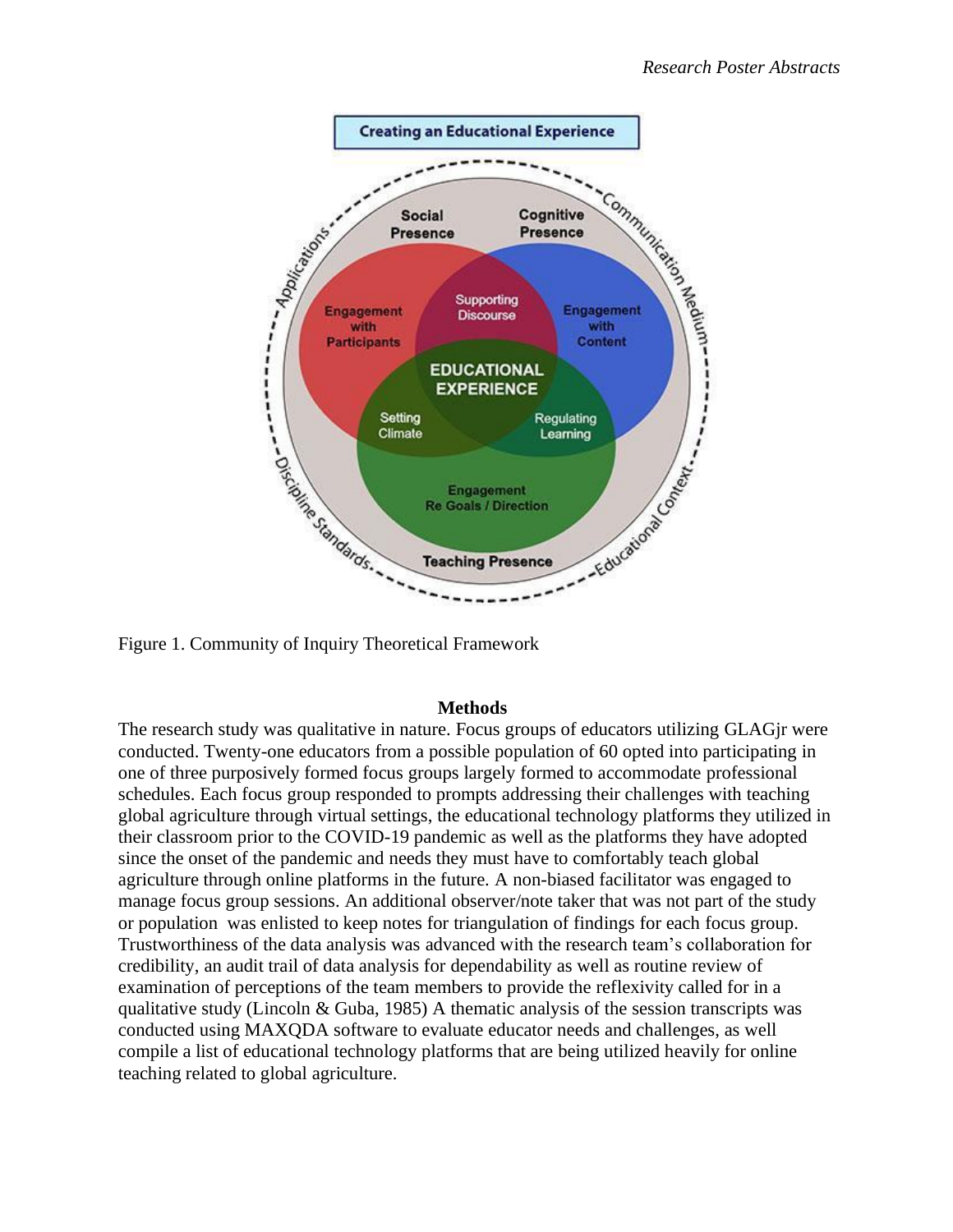Figure 1. Community of Inquiry Theoretical Framework

## Methods

The research study was qualitative in nature. Focus groups of educators utilizing GLAGjr were conducted. Twenty-one educators from a possible population of 60 opted into participating in one of three purposively formed focus groups largely formed to accommodate professional schedules. Each focus group responded to prompts addressing their challenges with teaching global agriculture through virtual settings, the educational technology platforms they utilized in their classroom prior to the COVID-19 pandemic as well as the platforms they have adopted since the onset of the pandemic and needs they must have to comfortably teach global agriculture through online platforms in the future. A non-biased facilitator was engaged to manage focus group sessions. An additional observer/note taker that was not part of the study or population was enlisted to keep notes for triangulation of findings for each focus group. Trustworthiness of the data analysis was advanced with the research team's collaboration for credibility, an audit trail of data analysis for dependability as well as routine review of examination of perceptions of the team members to provide the reflexivity called for in a qualitative study (Lincoln & Guba, 1985) A thematic analysis of the session transcripts was conducted using MAXQDA software to evaluate educator needs and challenges, as well compile a list of educational technology platforms that are being utilized heavily for online teaching related to global agriculture.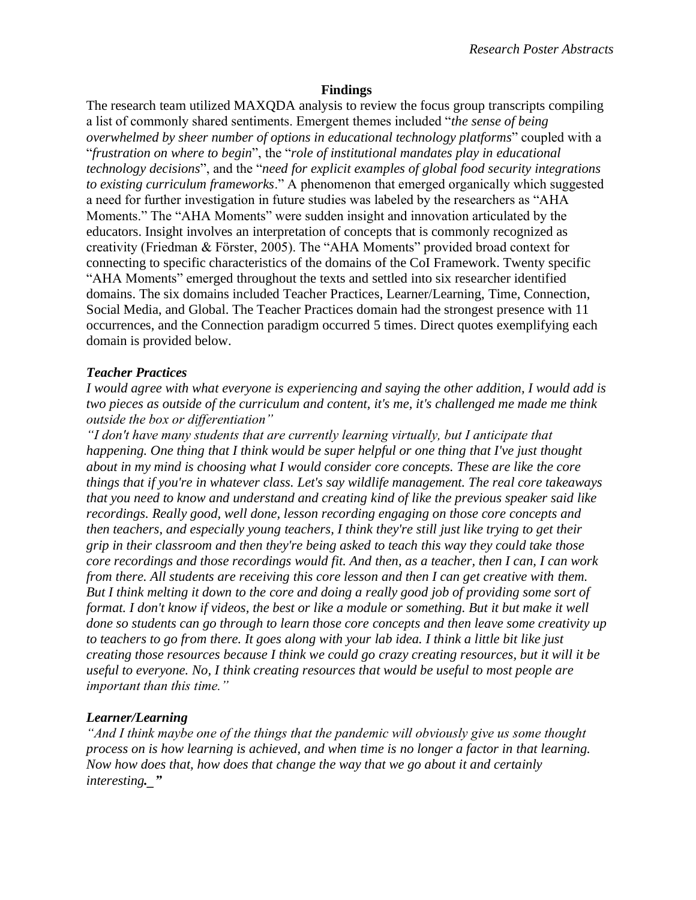## Findings

The research team utilized MAXQDA analysis to review the focus group transcripts compiling a list of commonly shared sentiments. Emergent themes included "*the sense of being overwhelmed by sheer number of options in educational technology platforms*" coupled with a "*frustration on where to begin*", the "*role of institutional mandates play in educational technology decisions*", and the "*need for explicit examples of global food security integrations to existing curriculum frameworks*." A phenomenon that emerged organically which suggested a need for further investigation in future studies was labeled by the researchers as "AHA Moments." The "AHA Moments" were sudden insight and innovation articulated by the educators. Insight involves an interpretation of concepts that is commonly recognized as creativity (Friedman & Förster, 2005). The "AHA Moments" provided broad context for connecting to specific characteristics of the domains of the CoI Framework. Twenty specific "AHA Moments" emerged throughout the texts and settled into six researcher identified domains. The six domains included Teacher Practices, Learner/Learning, Time, Connection, Social Media, and Global. The Teacher Practices domain had the strongest presence with 11 occurrences, and the Connection paradigm occurred 5 times. Direct quotes exemplifying each domain is provided below.

### *Teacher Practices*

*I would agree with what everyone is experiencing and saying the other addition, I would add is two pieces as outside of the curriculum and content, it's me, it's challenged me made me think outside the box or differentiation"*

*"I don't have many students that are currently learning virtually, but I anticipate that happening. One thing that I think would be super helpful or one thing that I've just thought about in my mind is choosing what I would consider core concepts. These are like the core things that if you're in whatever class. Let's say wildlife management. The real core takeaways that you need to know and understand and creating kind of like the previous speaker said like recordings. Really good, well done, lesson recording engaging on those core concepts and then teachers, and especially young teachers, I think they're still just like trying to get their grip in their classroom and then they're being asked to teach this way they could take those core recordings and those recordings would fit. And then, as a teacher, then I can, I can work from there. All students are receiving this core lesson and then I can get creative with them. But I think melting it down to the core and doing a really good job of providing some sort of format. I don't know if videos, the best or like a module or something. But it but make it well done so students can go through to learn those core concepts and then leave some creativity up to teachers to go from there. It goes along with your lab idea. I think a little bit like just creating those resources because I think we could go crazy creating resources, but it will it be useful to everyone. No, I think creating resources that would be useful to most people are important than this time."*

### *Learner/Learning*

*"And I think maybe one of the things that the pandemic will obviously give us some thought process on is how learning is achieved, and when time is no longer a factor in that learning. Now how does that, how does that change the way that we go about it and certainly interesting._"*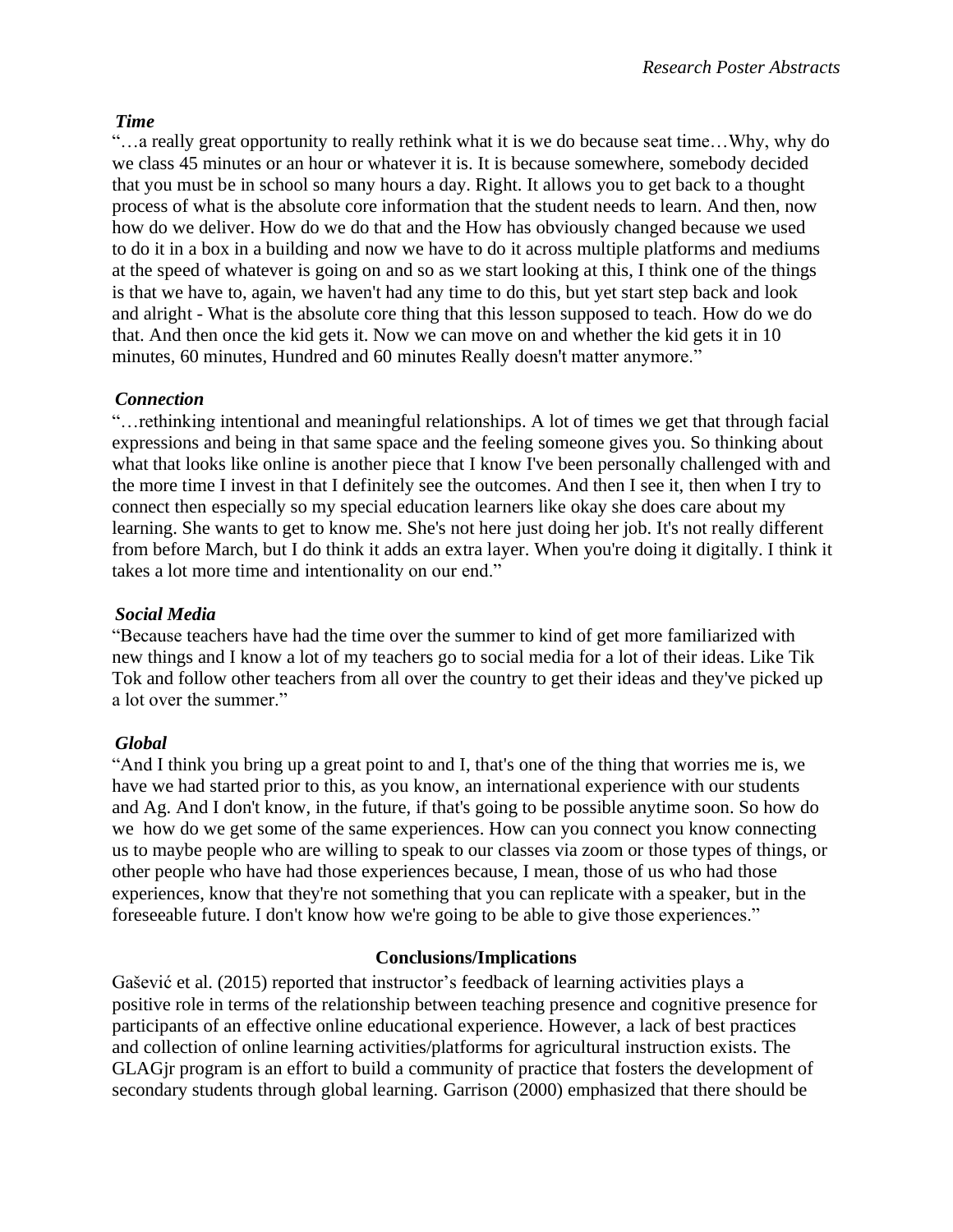***Time***

"…a really great opportunity to really rethink what it is we do because seat time…Why, why do we class 45 minutes or an hour or whatever it is. It is because somewhere, somebody decided that you must be in school so many hours a day. Right. It allows you to get back to a thought process of what is the absolute core information that the student needs to learn. And then, now how do we deliver. How do we do that and the How has obviously changed because we used to do it in a box in a building and now we have to do it across multiple platforms and mediums at the speed of whatever is going on and so as we start looking at this, I think one of the things is that we have to, again, we haven't had any time to do this, but yet start step back and look and alright - What is the absolute core thing that this lesson supposed to teach. How do we do that. And then once the kid gets it. Now we can move on and whether the kid gets it in 10 minutes, 60 minutes, Hundred and 60 minutes Really doesn't matter anymore."

***Connection***

"…rethinking intentional and meaningful relationships. A lot of times we get that through facial expressions and being in that same space and the feeling someone gives you. So thinking about what that looks like online is another piece that I know I've been personally challenged with and the more time I invest in that I definitely see the outcomes. And then I see it, then when I try to connect then especially so my special education learners like okay she does care about my learning. She wants to get to know me. She's not here just doing her job. It's not really different from before March, but I do think it adds an extra layer. When you're doing it digitally. I think it takes a lot more time and intentionality on our end."

***Social Media***

"Because teachers have had the time over the summer to kind of get more familiarized with new things and I know a lot of my teachers go to social media for a lot of their ideas. Like Tik Tok and follow other teachers from all over the country to get their ideas and they've picked up a lot over the summer."

***Global***

"And I think you bring up a great point to and I, that's one of the thing that worries me is, we have we had started prior to this, as you know, an international experience with our students and Ag. And I don't know, in the future, if that's going to be possible anytime soon. So how do we how do we get some of the same experiences. How can you connect you know connecting us to maybe people who are willing to speak to our classes via zoom or those types of things, or other people who have had those experiences because, I mean, those of us who had those experiences, know that they're not something that you can replicate with a speaker, but in the foreseeable future. I don't know how we're going to be able to give those experiences."

## Conclusions/Implications

Gašević et al. (2015) reported that instructor's feedback of learning activities plays a positive role in terms of the relationship between teaching presence and cognitive presence for participants of an effective online educational experience. However, a lack of best practices and collection of online learning activities/platforms for agricultural instruction exists. The GLAGjr program is an effort to build a community of practice that fosters the development of secondary students through global learning. Garrison (2000) emphasized that there should be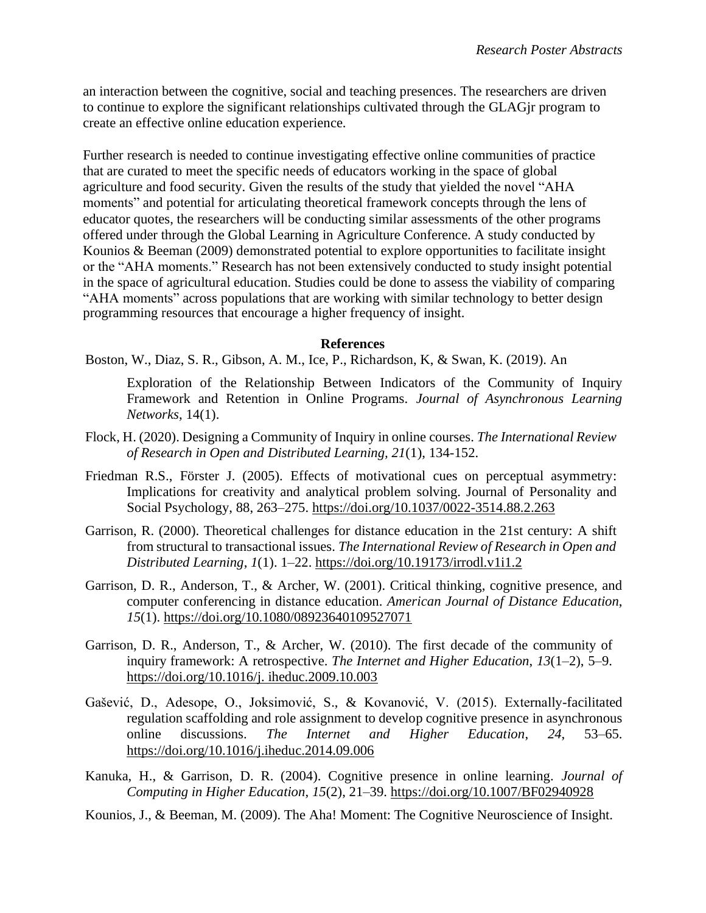an interaction between the cognitive, social and teaching presences. The researchers are driven to continue to explore the significant relationships cultivated through the GLAGjr program to create an effective online education experience.

Further research is needed to continue investigating effective online communities of practice that are curated to meet the specific needs of educators working in the space of global agriculture and food security. Given the results of the study that yielded the novel "AHA moments" and potential for articulating theoretical framework concepts through the lens of educator quotes, the researchers will be conducting similar assessments of the other programs offered under through the Global Learning in Agriculture Conference. A study conducted by Kounios & Beeman (2009) demonstrated potential to explore opportunities to facilitate insight or the "AHA moments." Research has not been extensively conducted to study insight potential in the space of agricultural education. Studies could be done to assess the viability of comparing "AHA moments" across populations that are working with similar technology to better design programming resources that encourage a higher frequency of insight.

## References

Boston, W., Diaz, S. R., Gibson, A. M., Ice, P., Richardson, K, & Swan, K. (2019). An Exploration of the Relationship Between Indicators of the Community of Inquiry Framework and Retention in Online Programs. *Journal of Asynchronous Learning Networks*, 14(1).

Flock, H. (2020). Designing a Community of Inquiry in online courses. *The International Review of Research in Open and Distributed Learning, 21*(1), 134-152.

Friedman R.S., Förster J. (2005). Effects of motivational cues on perceptual asymmetry: Implications for creativity and analytical problem solving. Journal of Personality and Social Psychology, 88, 263–275. https://doi.org/10.1037/0022-3514.88.2.263

Garrison, R. (2000). Theoretical challenges for distance education in the 21st century: A shift from structural to transactional issues. *The International Review of Research in Open and Distributed Learning*, *1*(1). 1–22. https://doi.org/10.19173/irrodl.v1i1.2

Garrison, D. R., Anderson, T., & Archer, W. (2001). Critical thinking, cognitive presence, and computer conferencing in distance education. *American Journal of Distance Education*, *15*(1). https://doi.org/10.1080/08923640109527071

Garrison, D. R., Anderson, T., & Archer, W. (2010). The first decade of the community of inquiry framework: A retrospective. *The Internet and Higher Education*, *13*(1–2), 5–9. https://doi.org/10.1016/j. iheduc.2009.10.003

Gašević, D., Adesope, O., Joksimović, S., & Kovanović, V. (2015). Externally-facilitated regulation scaffolding and role assignment to develop cognitive presence in asynchronous online discussions. *The Internet and Higher Education*, *24*, 53–65. https://doi.org/10.1016/j.iheduc.2014.09.006

Kanuka, H., & Garrison, D. R. (2004). Cognitive presence in online learning. *Journal of Computing in Higher Education*, *15*(2), 21–39. https://doi.org/10.1007/BF02940928

Kounios, J., & Beeman, M. (2009). The Aha! Moment: The Cognitive Neuroscience of Insight.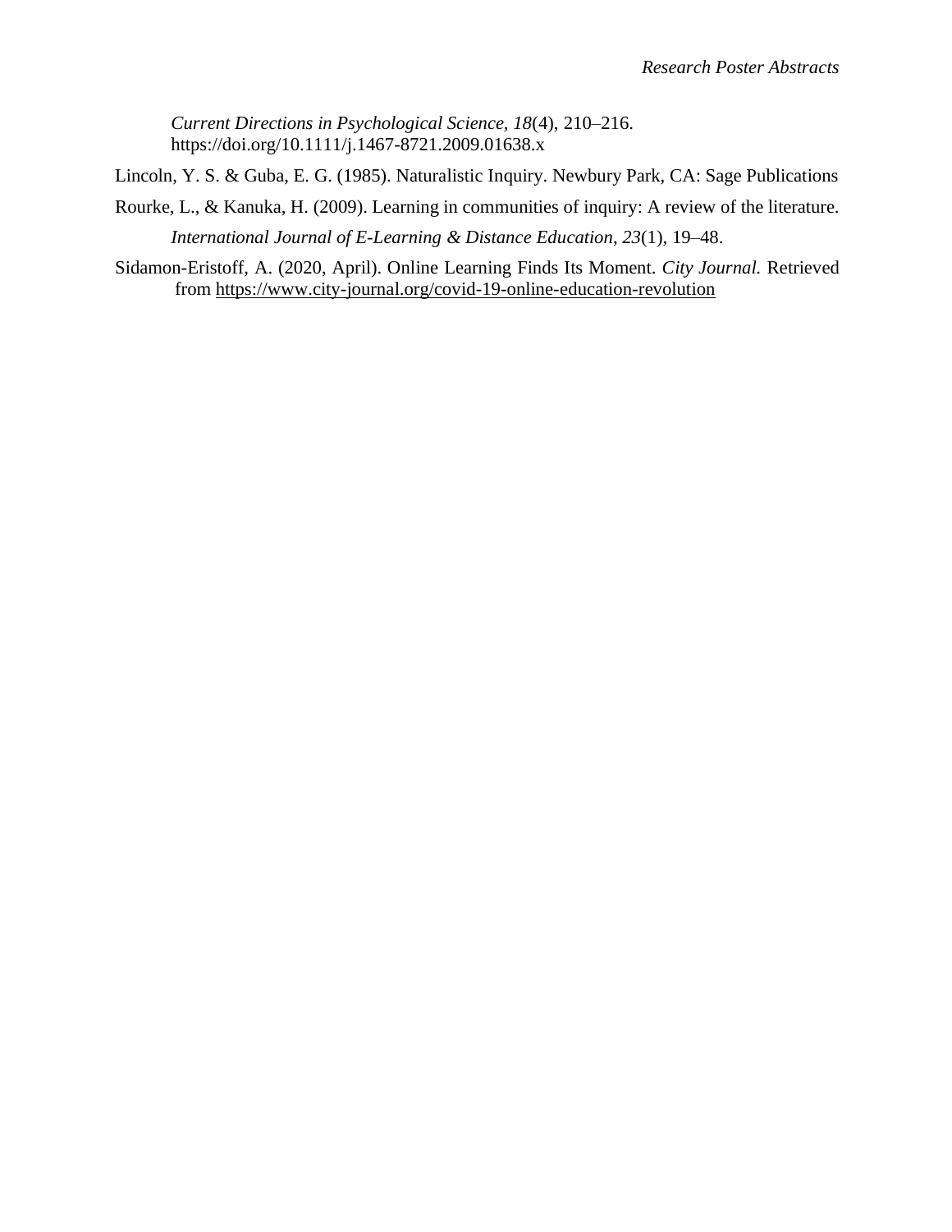*Current Directions in Psychological Science, 18*(4), 210–216. https://doi.org/10.1111/j.1467-8721.2009.01638.x

Lincoln, Y. S. & Guba, E. G. (1985). Naturalistic Inquiry. Newbury Park, CA: Sage Publications

Rourke, L., & Kanuka, H. (2009). Learning in communities of inquiry: A review of the literature. *International Journal of E-Learning & Distance Education*, *23*(1), 19–48.

Sidamon-Eristoff, A. (2020, April). Online Learning Finds Its Moment. *City Journal.* Retrieved from https://www.city-journal.org/covid-19-online-education-revolution